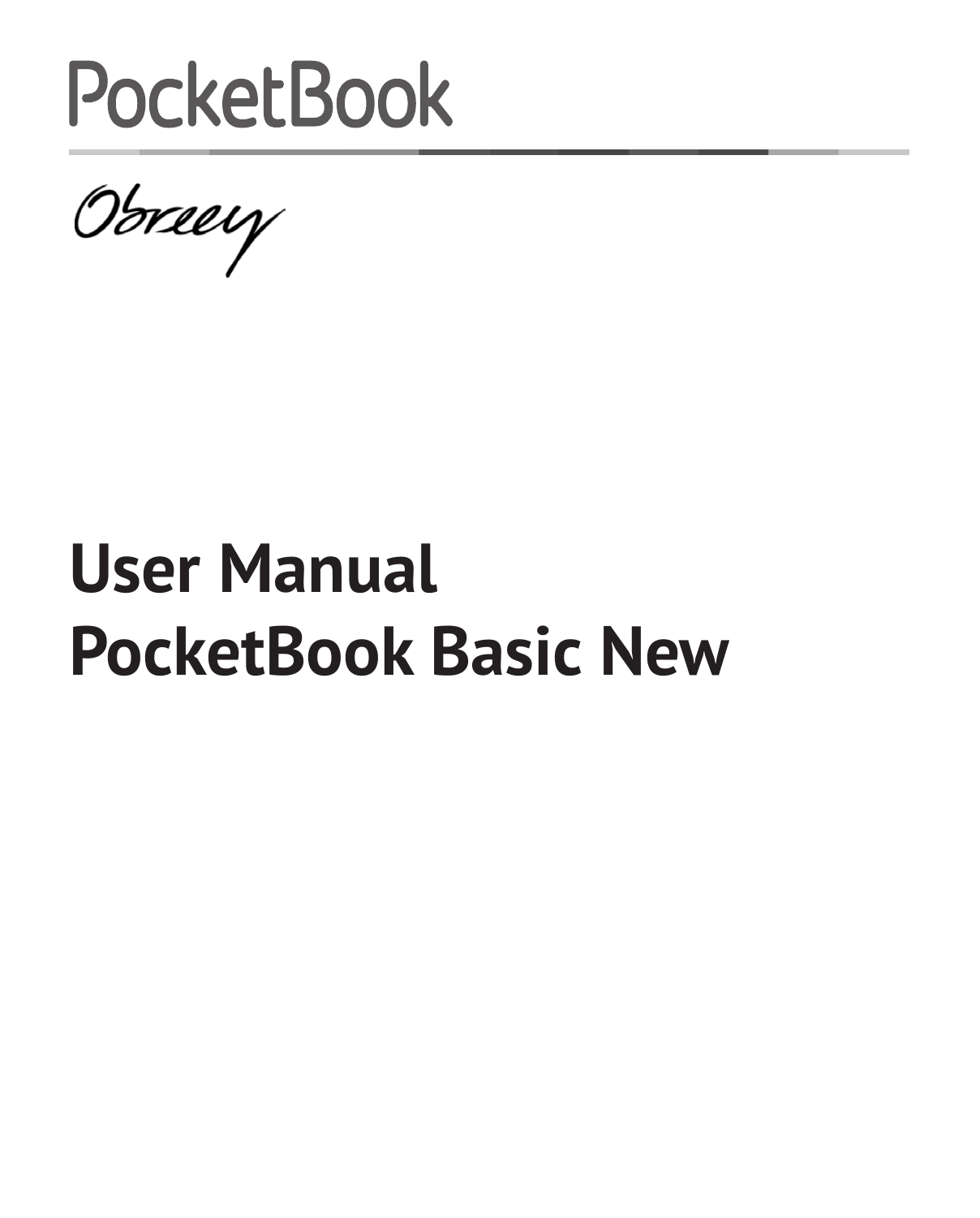PocketBook

Obreey

# User Manual
# PocketBook Basic New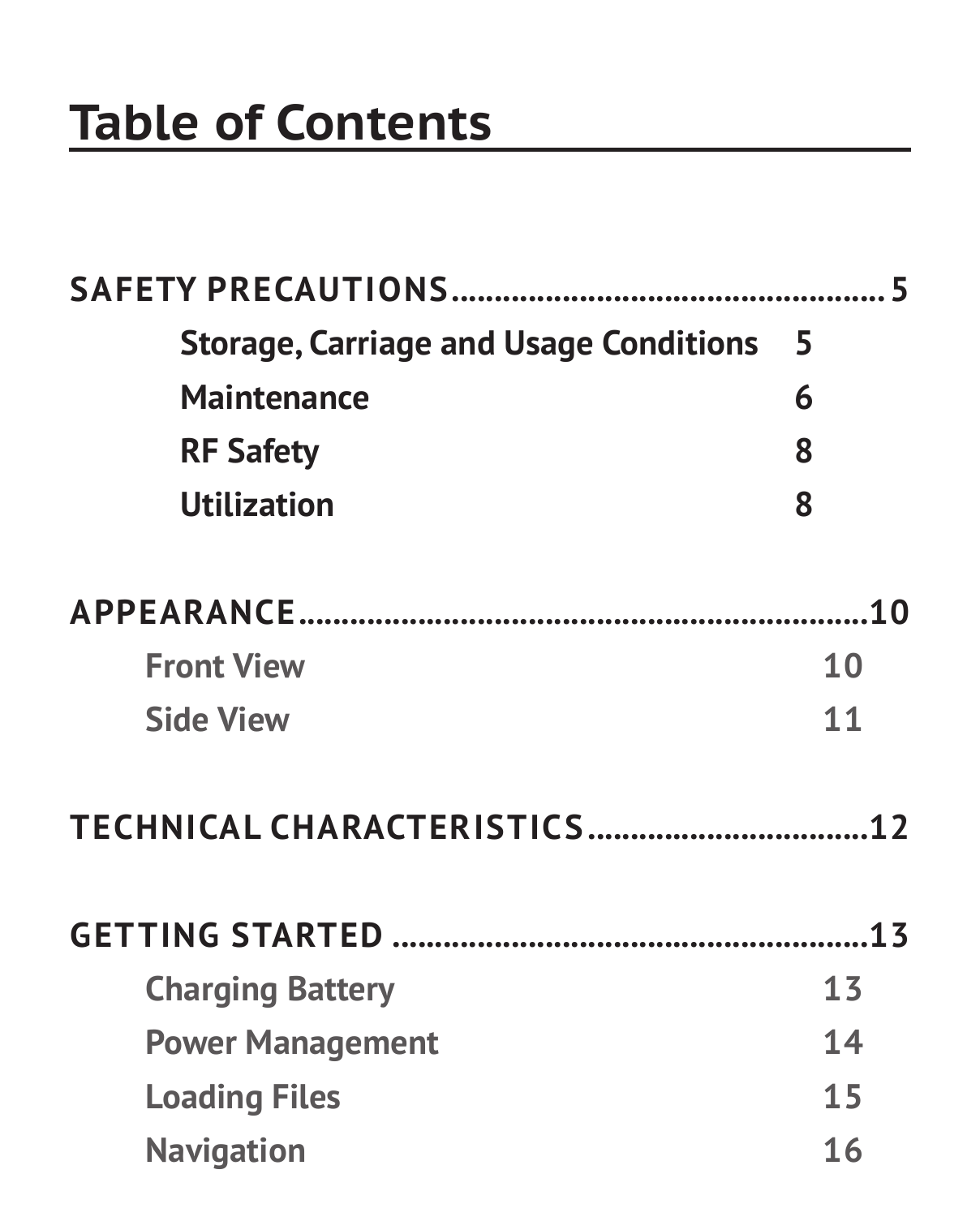# Table of Contents

**SAFETY PRECAUTIONS................................................ 5**

- **Storage, Carriage and Usage Conditions 5**
- **Maintenance 6**
- **RF Safety 8**
- **Utilization 8**

**APPEARANCE.................................................................10**

- **Front View 10**
- **Side View 11**

**TECHNICAL CHARACTERISTICS................................12**

**GETTING STARTED .......................................................13**

- **Charging Battery 13**
- **Power Management 14**
- **Loading Files 15**
- **Navigation 16**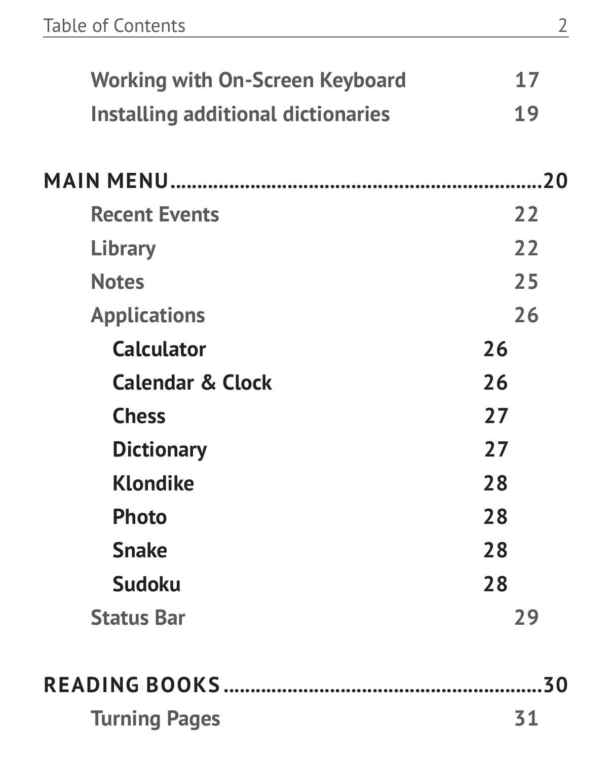Working with On-Screen Keyboard 17
Installing additional dictionaries 19

**MAIN MENU**.................................................................20

- Recent Events 22
- Library 22
- Notes 25
- Applications 26
  - **Calculator** 26
  - **Calendar & Clock** 26
  - **Chess** 27
  - **Dictionary** 27
  - **Klondike** 28
  - **Photo** 28
  - **Snake** 28
  - **Sudoku** 28
- Status Bar 29

**READING BOOKS**...........................................................30

- Turning Pages 31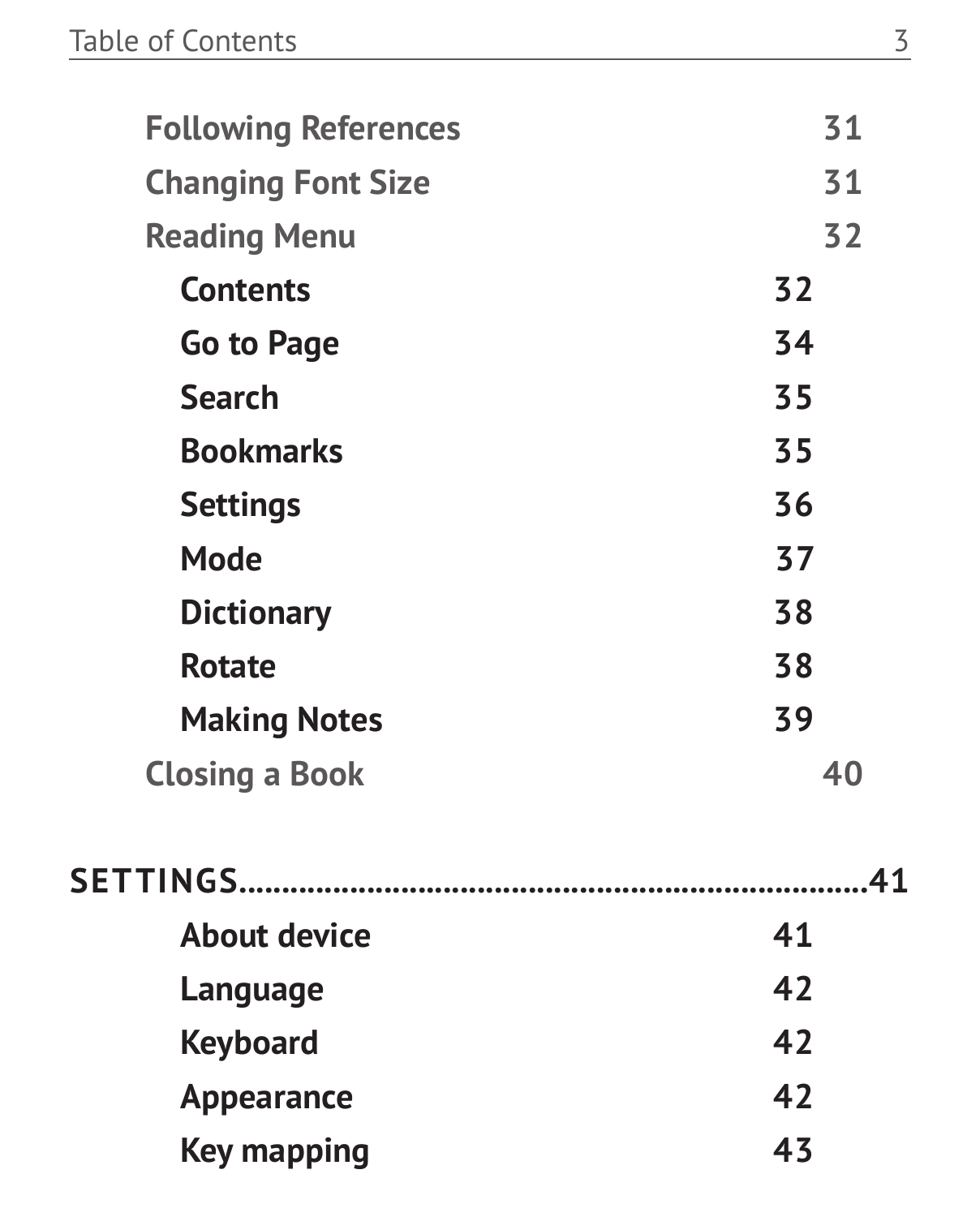Following References 31

Changing Font Size 31

Reading Menu 32

- Contents 32
- Go to Page 34
- Search 35
- Bookmarks 35
- Settings 36
- Mode 37
- Dictionary 38
- Rotate 38
- Making Notes 39

Closing a Book 40

**SETTINGS..........................................................................41**

- About device 41
- Language 42
- Keyboard 42
- Appearance 42
- Key mapping 43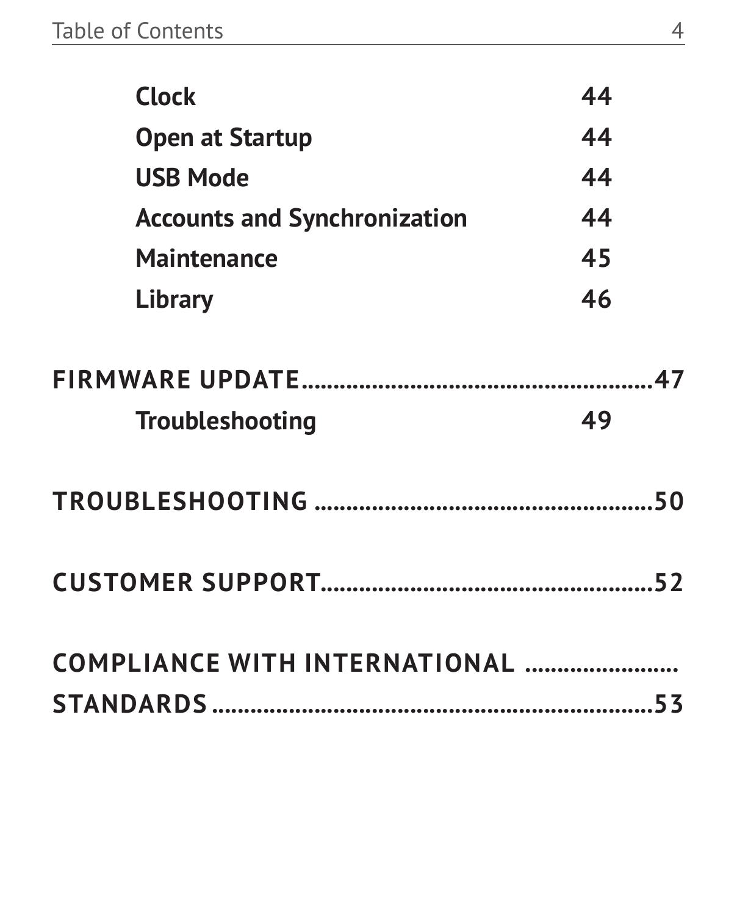Clock 44

Open at Startup 44

USB Mode 44

Accounts and Synchronization 44

Maintenance 45

Library 46

FIRMWARE UPDATE.....................................................47

Troubleshooting 49

TROUBLESHOOTING ..................................................50

CUSTOMER SUPPORT..................................................52

COMPLIANCE WITH INTERNATIONAL .......................
STANDARDS.................................................................53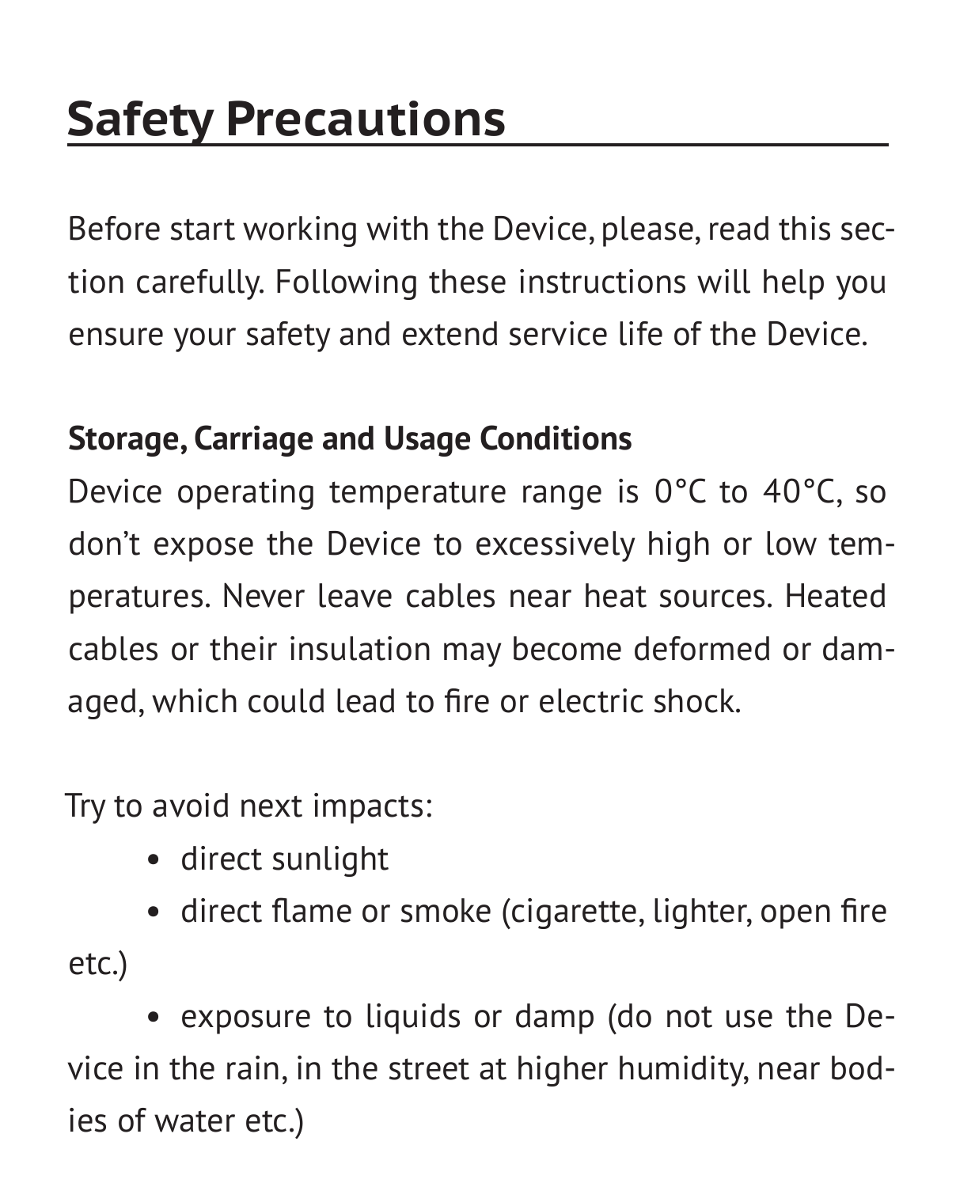# Safety Precautions

Before start working with the Device, please, read this section carefully. Following these instructions will help you ensure your safety and extend service life of the Device.

**Storage, Carriage and Usage Conditions**

Device operating temperature range is 0°C to 40°C, so don't expose the Device to excessively high or low temperatures. Never leave cables near heat sources. Heated cables or their insulation may become deformed or damaged, which could lead to fire or electric shock.

Try to avoid next impacts:

- direct sunlight
- direct flame or smoke (cigarette, lighter, open fire etc.)
- exposure to liquids or damp (do not use the Device in the rain, in the street at higher humidity, near bodies of water etc.)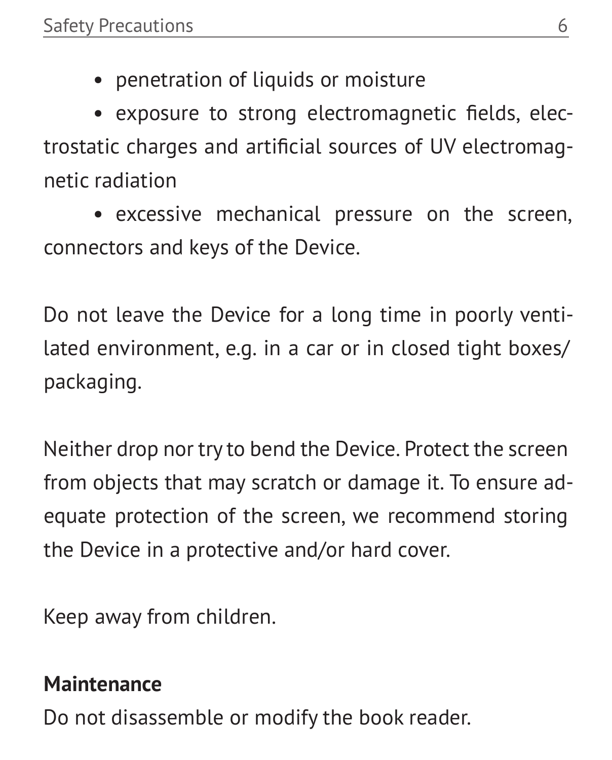- penetration of liquids or moisture
- exposure to strong electromagnetic fields, electrostatic charges and artificial sources of UV electromagnetic radiation
- excessive mechanical pressure on the screen, connectors and keys of the Device.

Do not leave the Device for a long time in poorly ventilated environment, e.g. in a car or in closed tight boxes/packaging.

Neither drop nor try to bend the Device. Protect the screen from objects that may scratch or damage it. To ensure adequate protection of the screen, we recommend storing the Device in a protective and/or hard cover.

Keep away from children.

**Maintenance**

Do not disassemble or modify the book reader.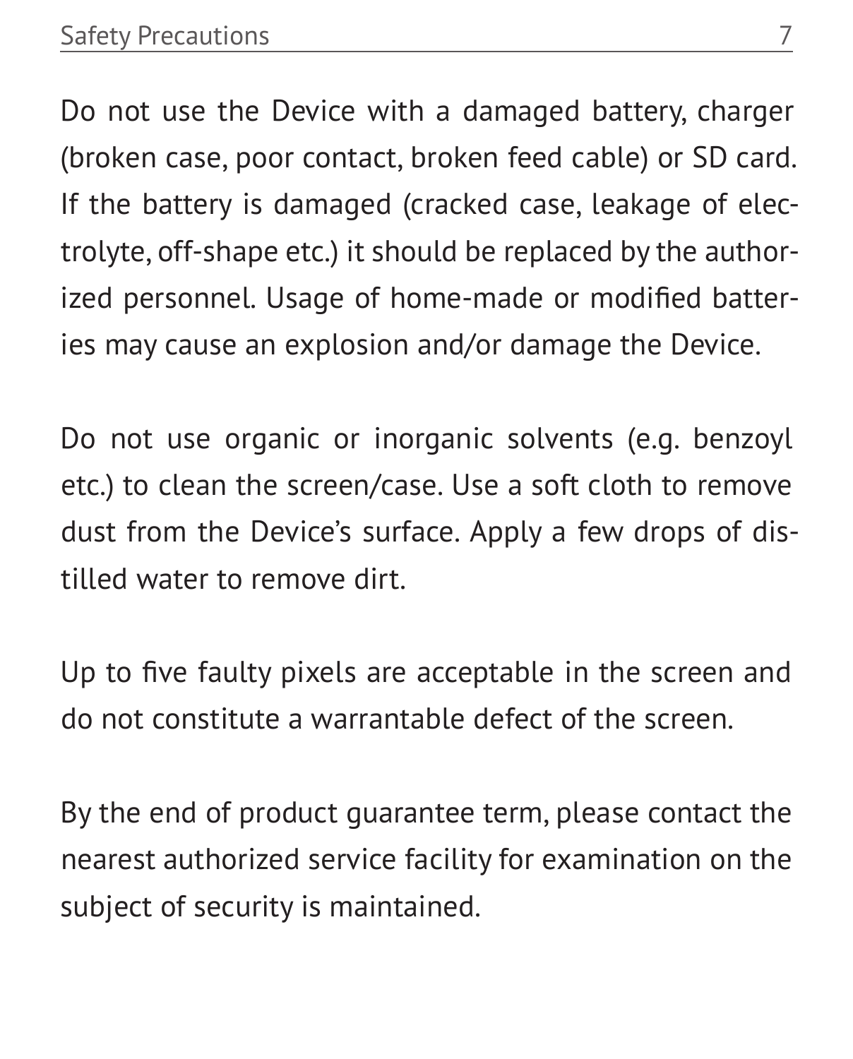Do not use the Device with a damaged battery, charger (broken case, poor contact, broken feed cable) or SD card. If the battery is damaged (cracked case, leakage of electrolyte, off-shape etc.) it should be replaced by the authorized personnel. Usage of home-made or modified batteries may cause an explosion and/or damage the Device.

Do not use organic or inorganic solvents (e.g. benzoyl etc.) to clean the screen/case. Use a soft cloth to remove dust from the Device's surface. Apply a few drops of distilled water to remove dirt.

Up to five faulty pixels are acceptable in the screen and do not constitute a warrantable defect of the screen.

By the end of product guarantee term, please contact the nearest authorized service facility for examination on the subject of security is maintained.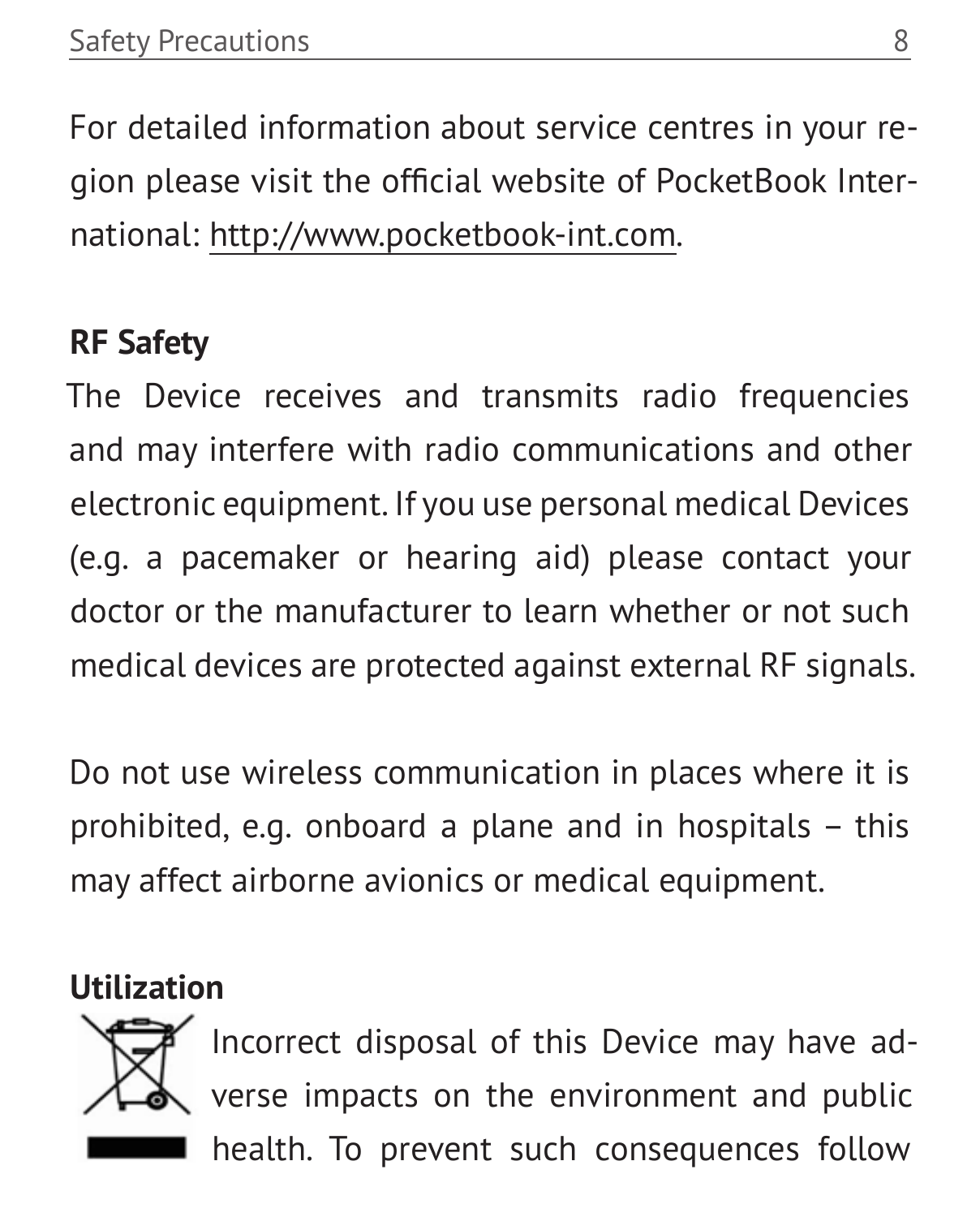For detailed information about service centres in your region please visit the official website of PocketBook International: http://www.pocketbook-int.com.

**RF Safety**

The Device receives and transmits radio frequencies and may interfere with radio communications and other electronic equipment. If you use personal medical Devices (e.g. a pacemaker or hearing aid) please contact your doctor or the manufacturer to learn whether or not such medical devices are protected against external RF signals.

Do not use wireless communication in places where it is prohibited, e.g. onboard a plane and in hospitals – this may affect airborne avionics or medical equipment.

**Utilization**

Incorrect disposal of this Device may have adverse impacts on the environment and public health. To prevent such consequences follow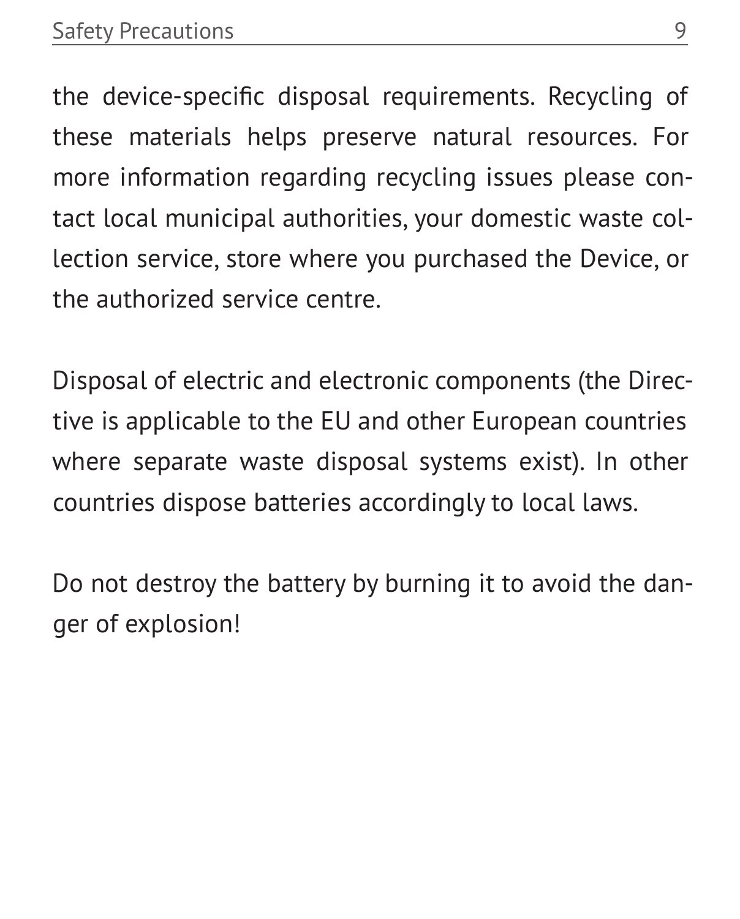the device-specific disposal requirements. Recycling of these materials helps preserve natural resources. For more information regarding recycling issues please contact local municipal authorities, your domestic waste collection service, store where you purchased the Device, or the authorized service centre.

Disposal of electric and electronic components (the Directive is applicable to the EU and other European countries where separate waste disposal systems exist). In other countries dispose batteries accordingly to local laws.

Do not destroy the battery by burning it to avoid the danger of explosion!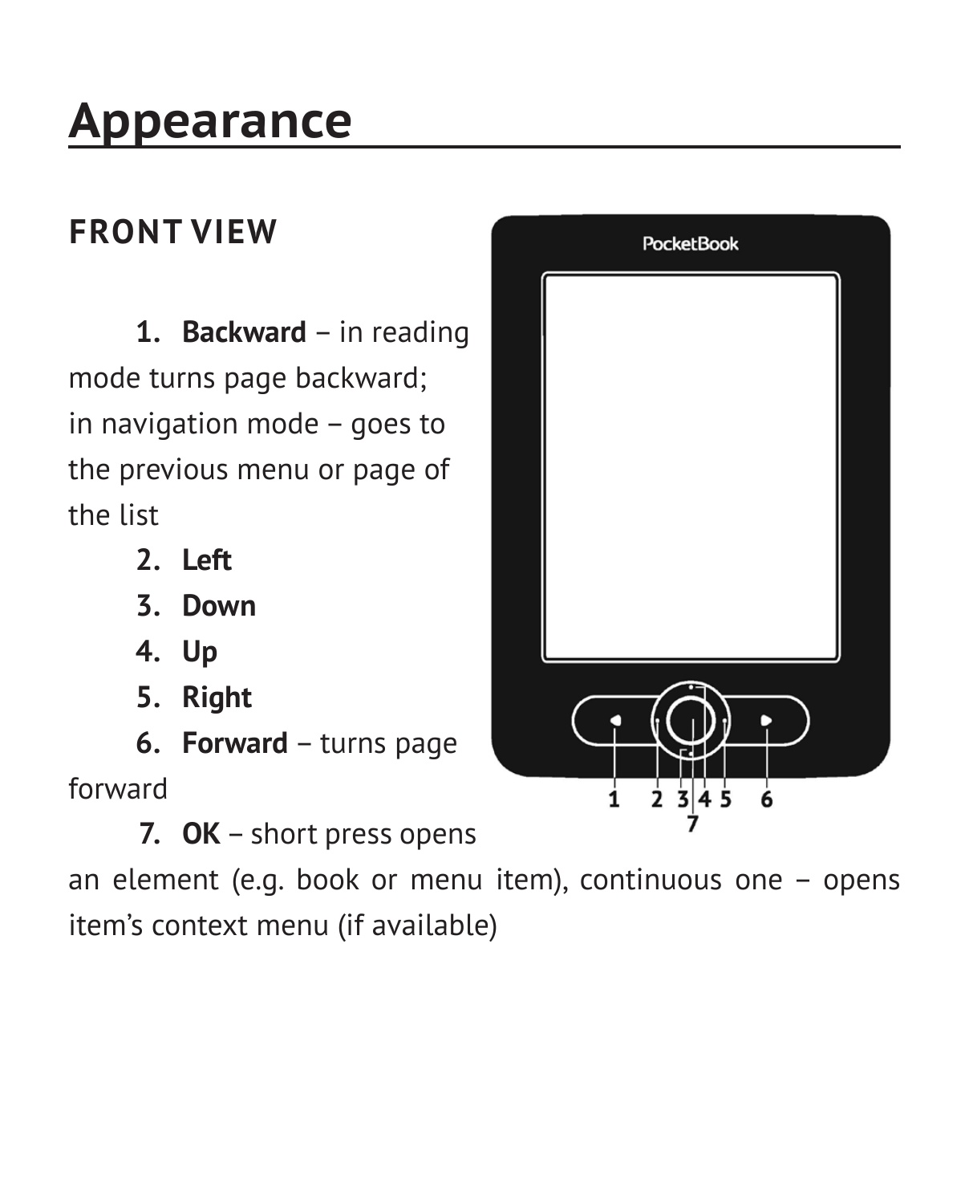# Appearance

## FRONT VIEW

1. **Backward** – in reading mode turns page backward; in navigation mode – goes to the previous menu or page of the list
2. **Left**
3. **Down**
4. **Up**
5. **Right**
6. **Forward** – turns page forward
7. **OK** – short press opens an element (e.g. book or menu item), continuous one – opens item's context menu (if available)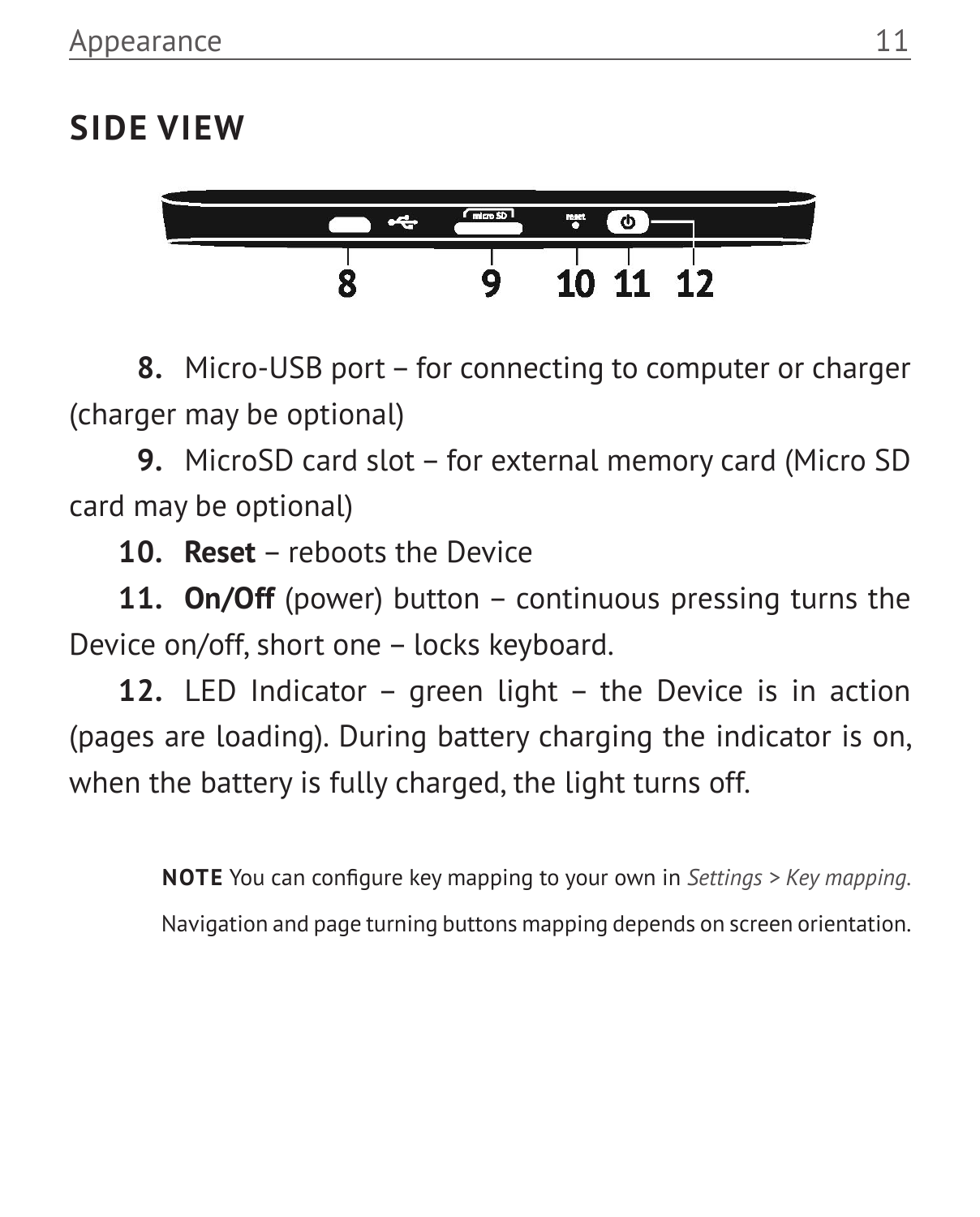## SIDE VIEW

**8.** Micro-USB port – for connecting to computer or charger (charger may be optional)

**9.** MicroSD card slot – for external memory card (Micro SD card may be optional)

**10. Reset** – reboots the Device

**11. On/Off** (power) button – continuous pressing turns the Device on/off, short one – locks keyboard.

**12.** LED Indicator – green light – the Device is in action (pages are loading). During battery charging the indicator is on, when the battery is fully charged, the light turns off.

**NOTE** You can configure key mapping to your own in *Settings > Key mapping*. Navigation and page turning buttons mapping depends on screen orientation.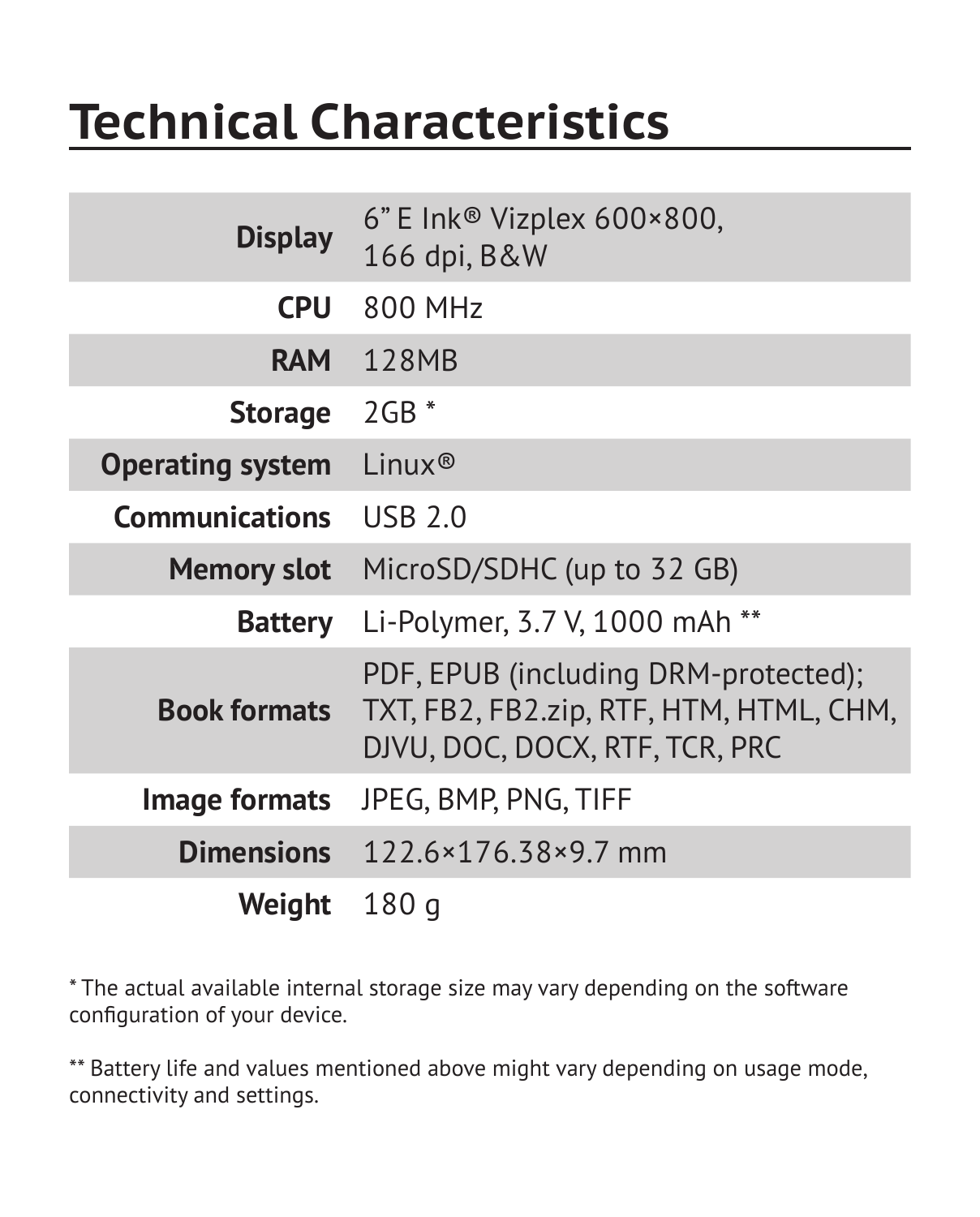# Technical Characteristics

| | |
|---|---|
| **Display** | 6” E Ink® Vizplex 600×800, 166 dpi, B&W |
| **CPU** | 800 MHz |
| **RAM** | 128MB |
| **Storage** | 2GB * |
| **Operating system** | Linux® |
| **Communications** | USB 2.0 |
| **Memory slot** | MicroSD/SDHC (up to 32 GB) |
| **Battery** | Li-Polymer, 3.7 V, 1000 mAh ** |
| **Book formats** | PDF, EPUB (including DRM-protected); TXT, FB2, FB2.zip, RTF, HTM, HTML, CHM, DJVU, DOC, DOCX, RTF, TCR, PRC |
| **Image formats** | JPEG, BMP, PNG, TIFF |
| **Dimensions** | 122.6×176.38×9.7 mm |
| **Weight** | 180 g |

* The actual available internal storage size may vary depending on the software configuration of your device.

** Battery life and values mentioned above might vary depending on usage mode, connectivity and settings.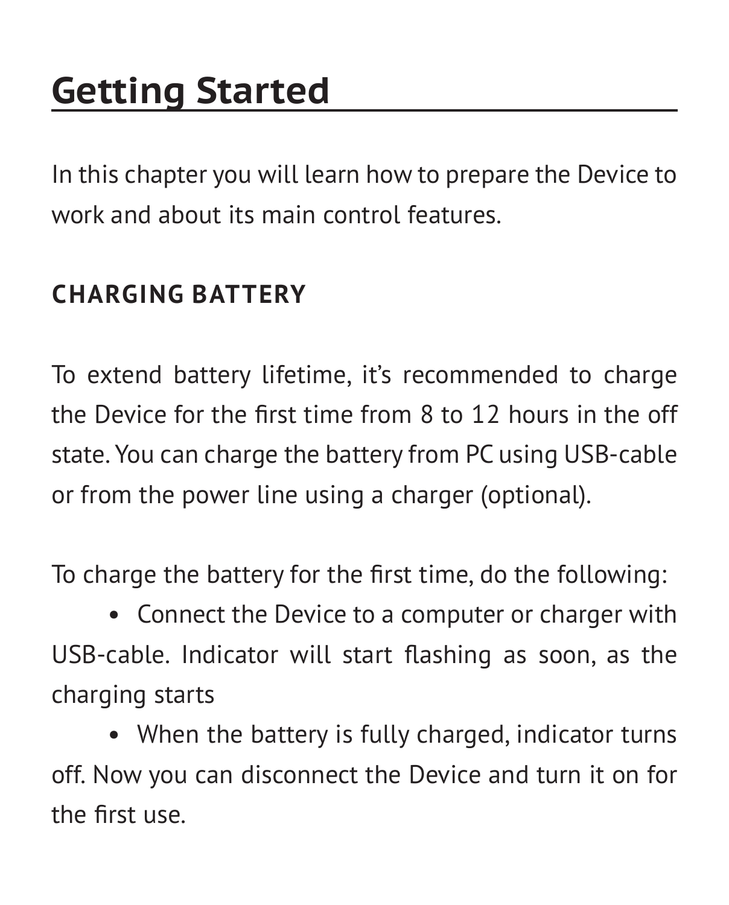# Getting Started

In this chapter you will learn how to prepare the Device to work and about its main control features.

## CHARGING BATTERY

To extend battery lifetime, it's recommended to charge the Device for the first time from 8 to 12 hours in the off state. You can charge the battery from PC using USB-cable or from the power line using a charger (optional).

To charge the battery for the first time, do the following:

- Connect the Device to a computer or charger with USB-cable. Indicator will start flashing as soon, as the charging starts
- When the battery is fully charged, indicator turns off. Now you can disconnect the Device and turn it on for the first use.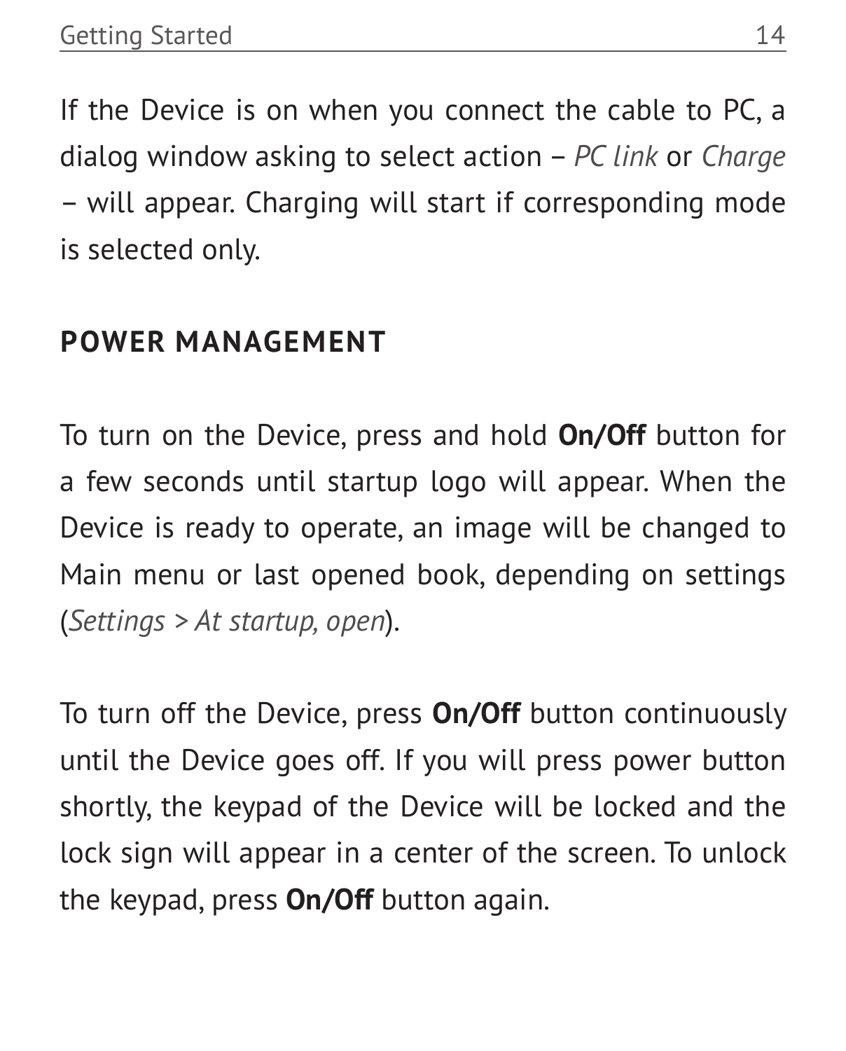If the Device is on when you connect the cable to PC, a dialog window asking to select action – *PC link* or *Charge* – will appear. Charging will start if corresponding mode is selected only.

## POWER MANAGEMENT

To turn on the Device, press and hold **On/Off** button for a few seconds until startup logo will appear. When the Device is ready to operate, an image will be changed to Main menu or last opened book, depending on settings (*Settings > At startup, open*).

To turn off the Device, press **On/Off** button continuously until the Device goes off. If you will press power button shortly, the keypad of the Device will be locked and the lock sign will appear in a center of the screen. To unlock the keypad, press **On/Off** button again.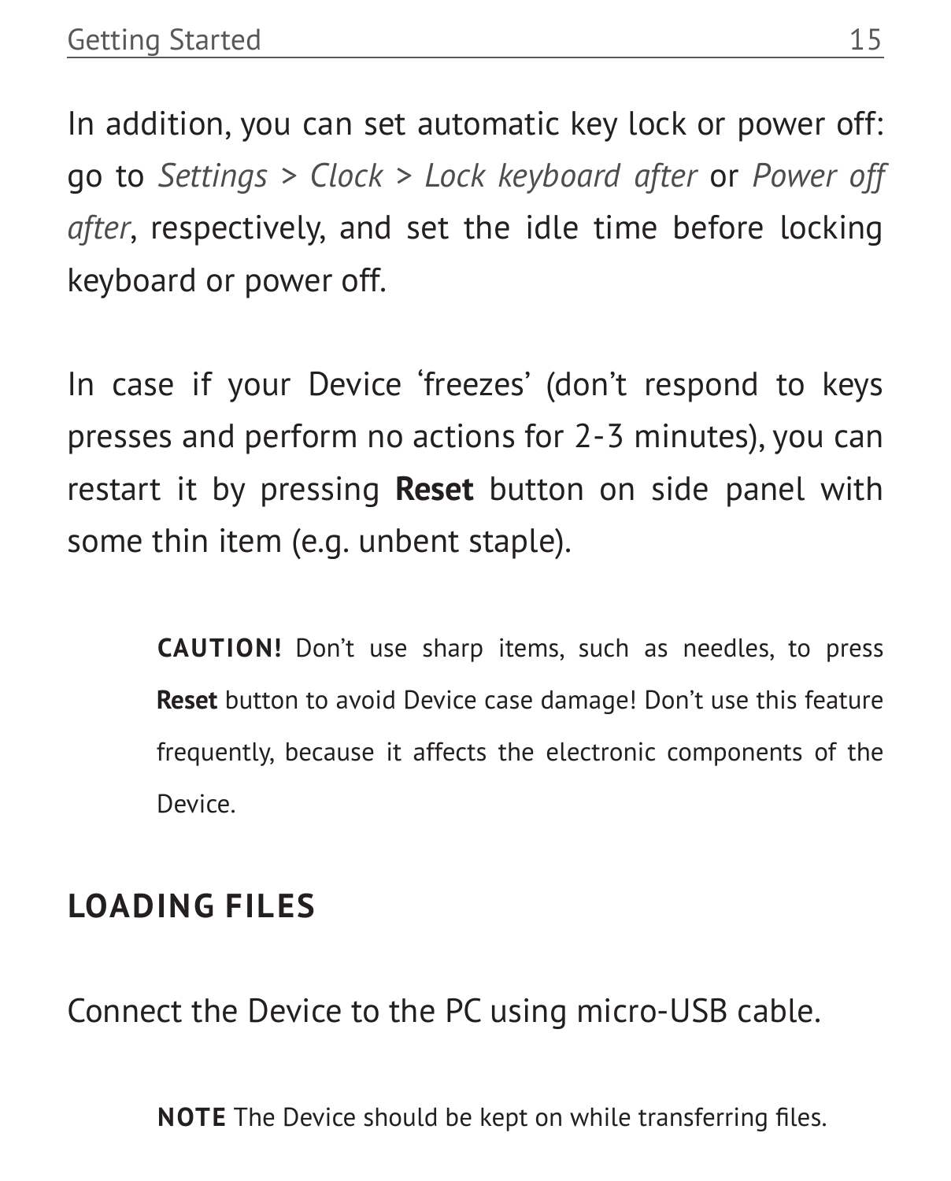In addition, you can set automatic key lock or power off: go to *Settings > Clock > Lock keyboard after* or *Power off after*, respectively, and set the idle time before locking keyboard or power off.

In case if your Device 'freezes' (don't respond to keys presses and perform no actions for 2-3 minutes), you can restart it by pressing **Reset** button on side panel with some thin item (e.g. unbent staple).

> **CAUTION!** Don't use sharp items, such as needles, to press **Reset** button to avoid Device case damage! Don't use this feature frequently, because it affects the electronic components of the Device.

## LOADING FILES

Connect the Device to the PC using micro-USB cable.

> **NOTE** The Device should be kept on while transferring files.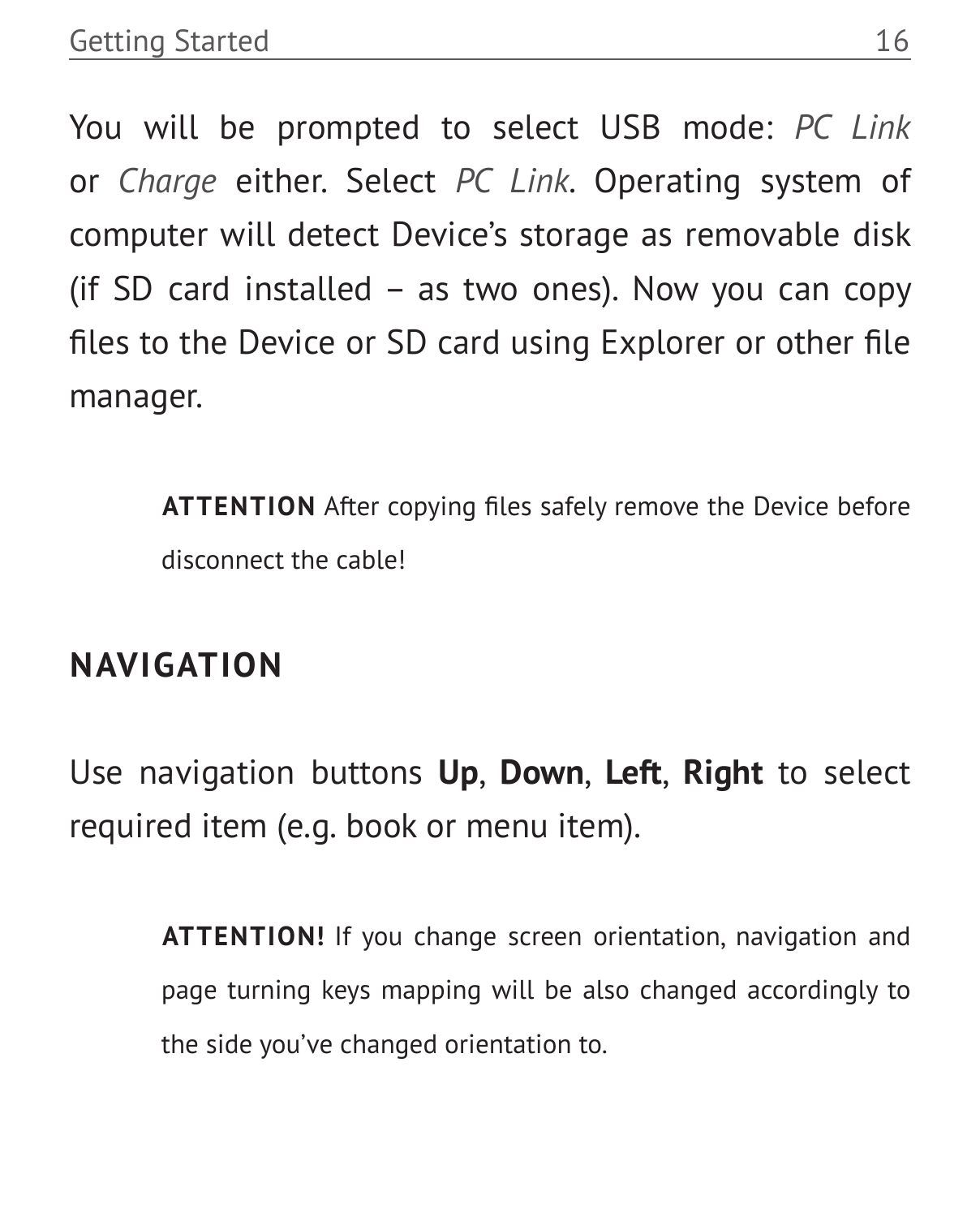You will be prompted to select USB mode: *PC Link* or *Charge* either. Select *PC Link*. Operating system of computer will detect Device's storage as removable disk (if SD card installed – as two ones). Now you can copy files to the Device or SD card using Explorer or other file manager.

> **ATTENTION** After copying files safely remove the Device before disconnect the cable!

## NAVIGATION

Use navigation buttons **Up**, **Down**, **Left**, **Right** to select required item (e.g. book or menu item).

> **ATTENTION!** If you change screen orientation, navigation and page turning keys mapping will be also changed accordingly to the side you've changed orientation to.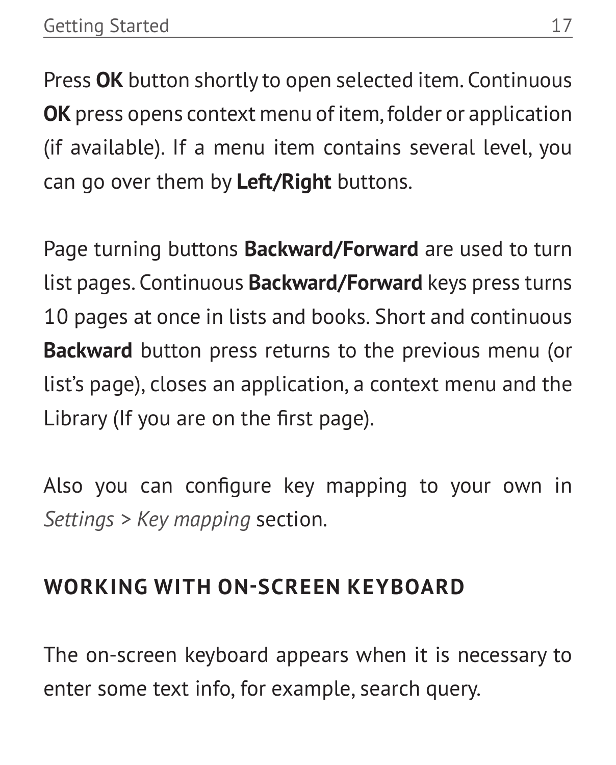Press **OK** button shortly to open selected item. Continuous **OK** press opens context menu of item, folder or application (if available). If a menu item contains several level, you can go over them by **Left/Right** buttons.

Page turning buttons **Backward/Forward** are used to turn list pages. Continuous **Backward/Forward** keys press turns 10 pages at once in lists and books. Short and continuous **Backward** button press returns to the previous menu (or list's page), closes an application, a context menu and the Library (If you are on the first page).

Also you can configure key mapping to your own in *Settings > Key mapping* section.

## WORKING WITH ON-SCREEN KEYBOARD

The on-screen keyboard appears when it is necessary to enter some text info, for example, search query.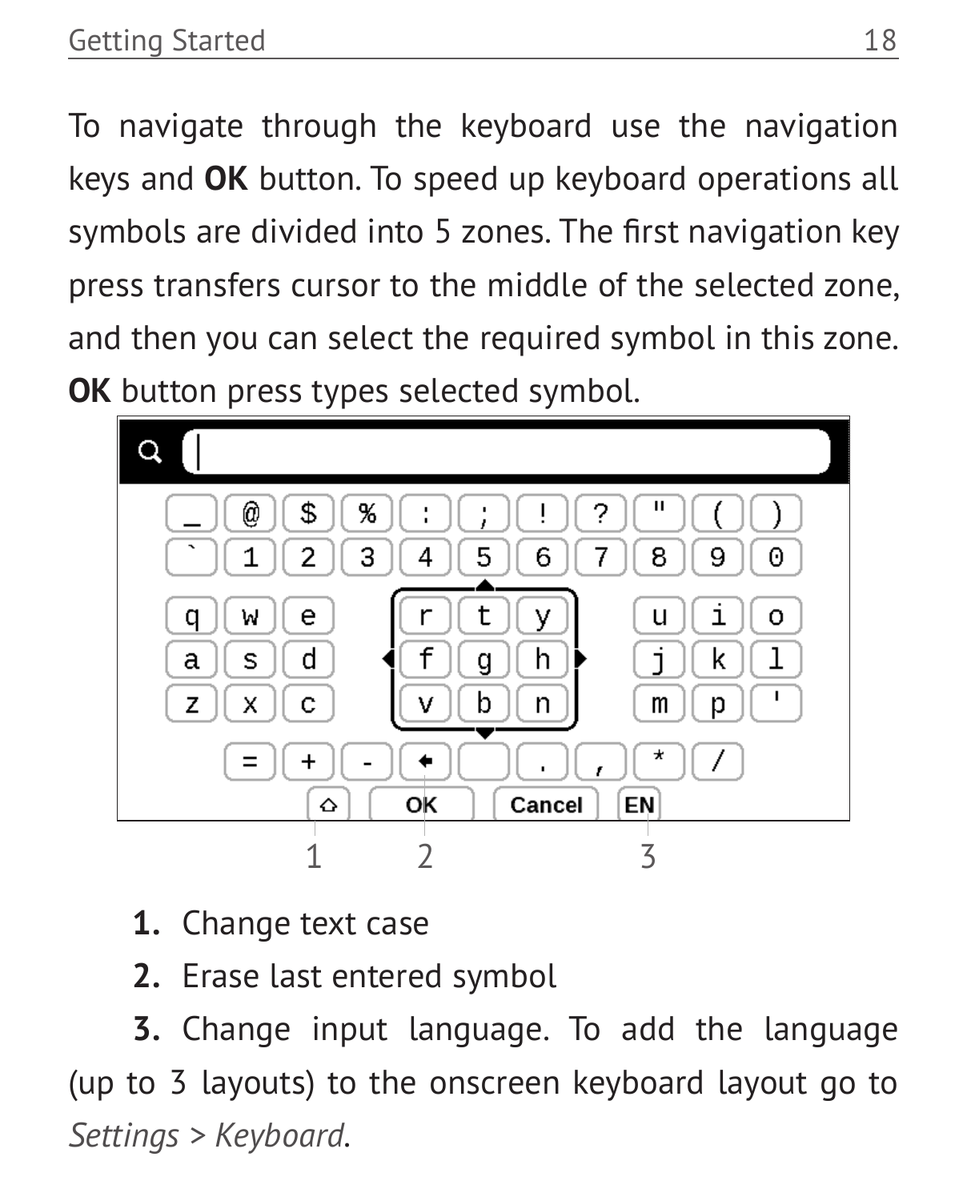To navigate through the keyboard use the navigation keys and **OK** button. To speed up keyboard operations all symbols are divided into 5 zones. The first navigation key press transfers cursor to the middle of the selected zone, and then you can select the required symbol in this zone. **OK** button press types selected symbol.

1. Change text case
2. Erase last entered symbol
3. Change input language. To add the language (up to 3 layouts) to the onscreen keyboard layout go to *Settings > Keyboard*.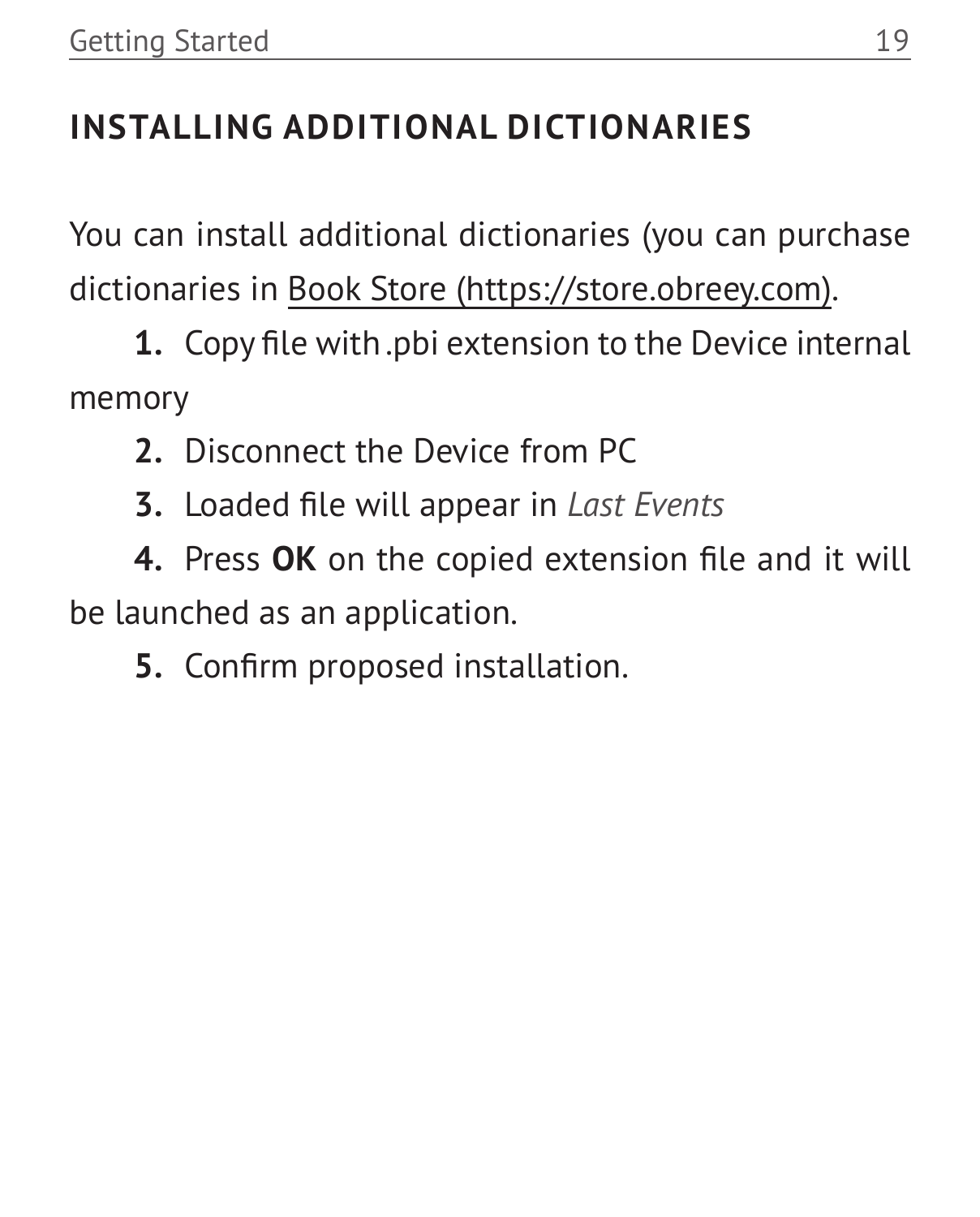## INSTALLING ADDITIONAL DICTIONARIES

You can install additional dictionaries (you can purchase dictionaries in Book Store (https://store.obreey.com).

1. Copy file with .pbi extension to the Device internal memory
2. Disconnect the Device from PC
3. Loaded file will appear in *Last Events*
4. Press **OK** on the copied extension file and it will be launched as an application.
5. Confirm proposed installation.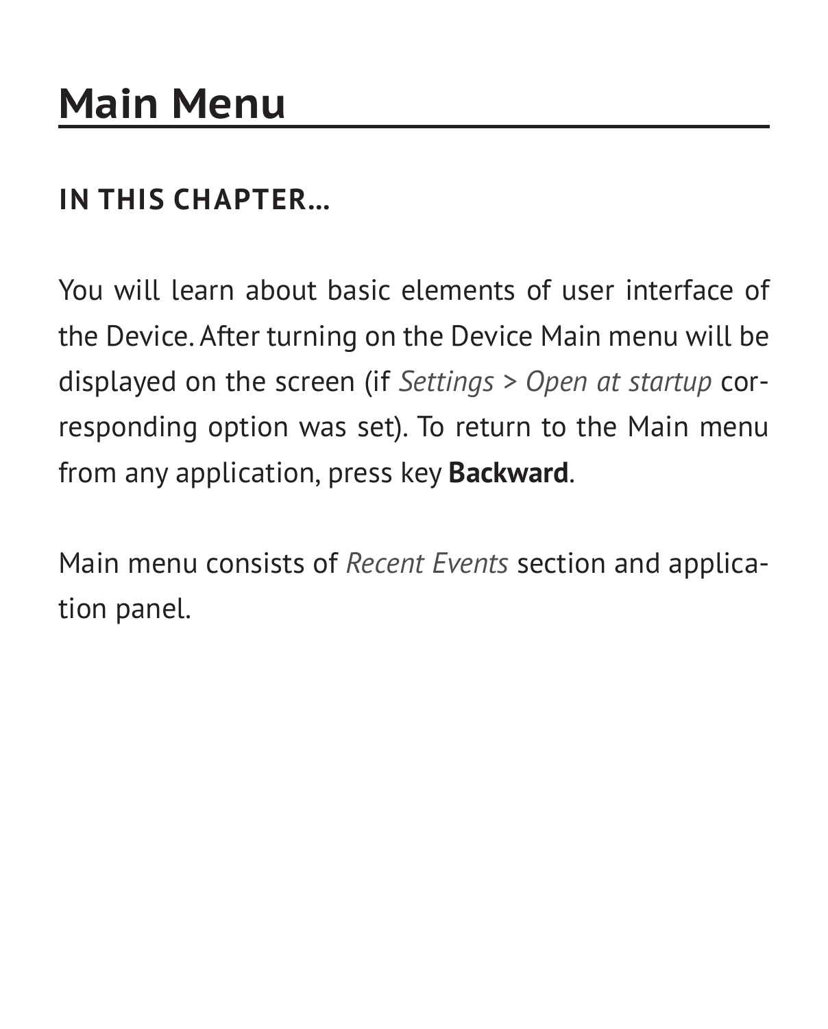# Main Menu

**IN THIS CHAPTER...**

You will learn about basic elements of user interface of the Device. After turning on the Device Main menu will be displayed on the screen (if *Settings > Open at startup* corresponding option was set). To return to the Main menu from any application, press key **Backward**.

Main menu consists of *Recent Events* section and application panel.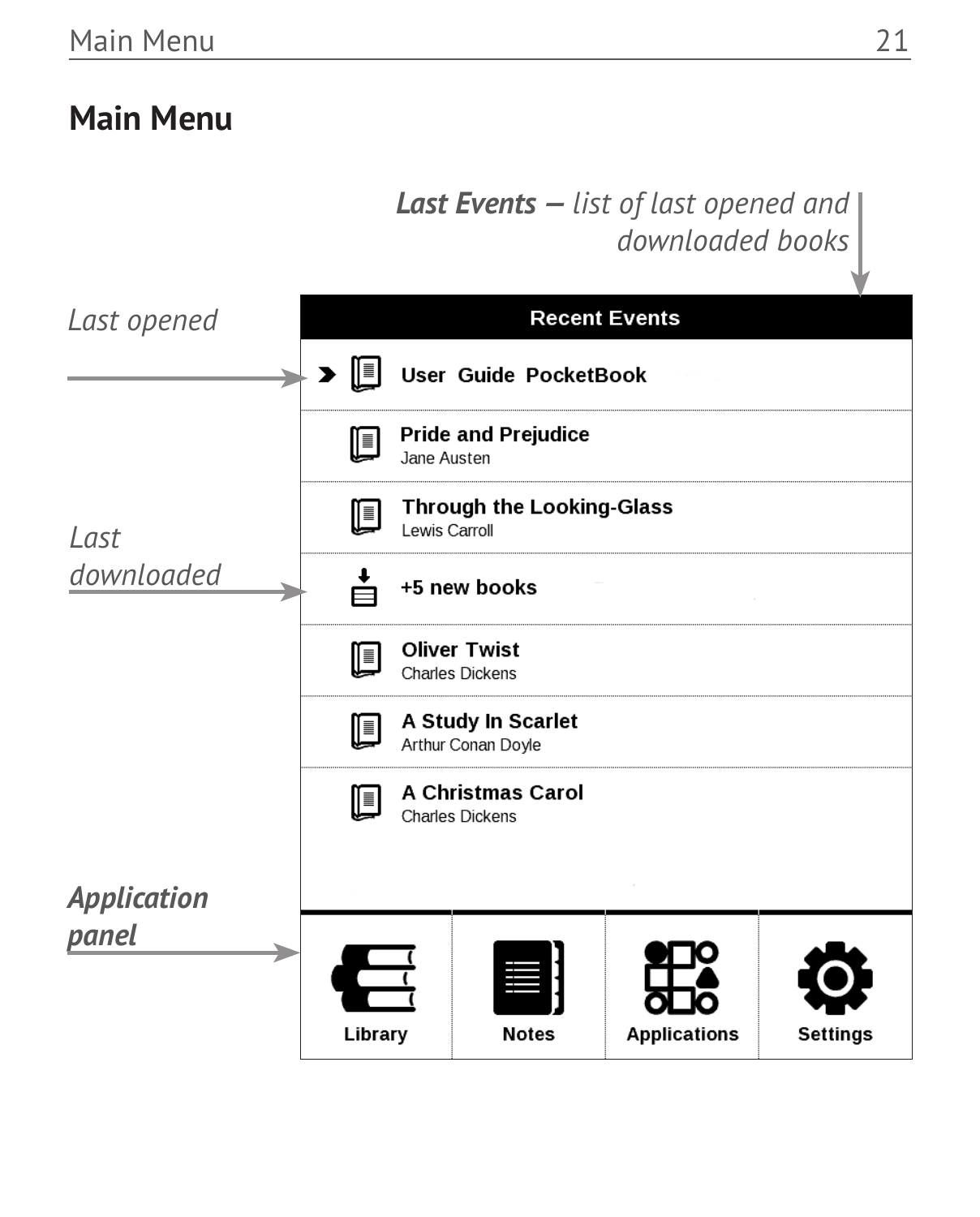# Main Menu

***Last Events** – list of last opened and downloaded books*

*Last opened*

*Last downloaded*

***Application panel***

**Recent Events**

- **User Guide PocketBook**
- **Pride and Prejudice**
  Jane Austen
- **Through the Looking-Glass**
  Lewis Carroll
- **+5 new books**
- **Oliver Twist**
  Charles Dickens
- **A Study In Scarlet**
  Arthur Conan Doyle
- **A Christmas Carol**
  Charles Dickens

**Library** | **Notes** | **Applications** | **Settings**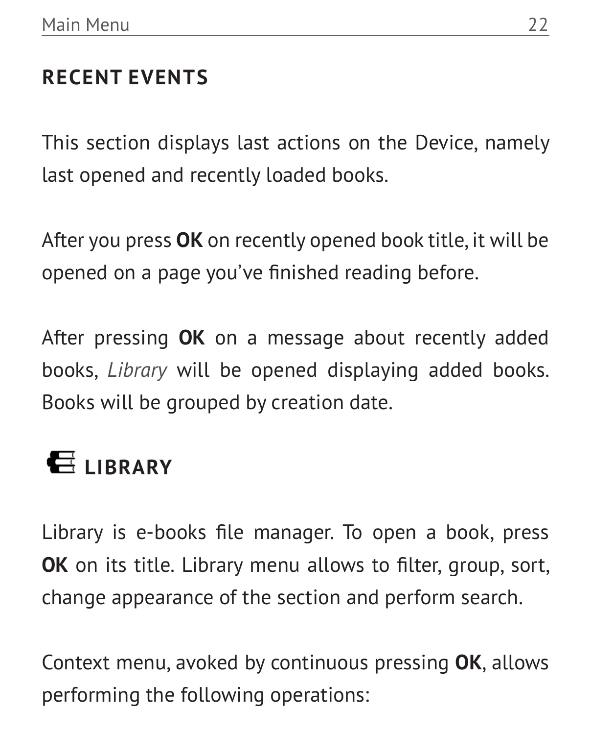## RECENT EVENTS

This section displays last actions on the Device, namely last opened and recently loaded books.

After you press **OK** on recently opened book title, it will be opened on a page you've finished reading before.

After pressing **OK** on a message about recently added books, *Library* will be opened displaying added books. Books will be grouped by creation date.

## LIBRARY

Library is e-books file manager. To open a book, press **OK** on its title. Library menu allows to filter, group, sort, change appearance of the section and perform search.

Context menu, avoked by continuous pressing **OK**, allows performing the following operations: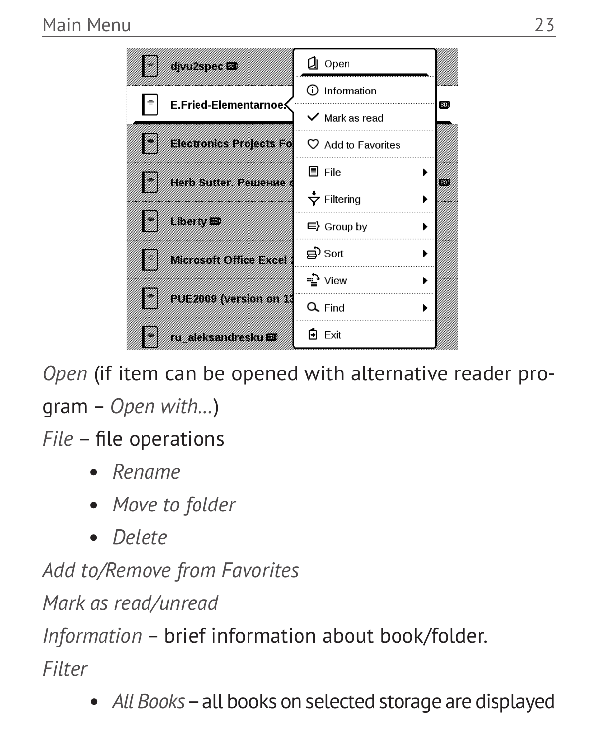*Open* (if item can be opened with alternative reader program – *Open with...*)

*File* – file operations

- *Rename*
- *Move to folder*
- *Delete*

*Add to/Remove from Favorites*

*Mark as read/unread*

*Information* – brief information about book/folder.

*Filter*

- *All Books* – all books on selected storage are displayed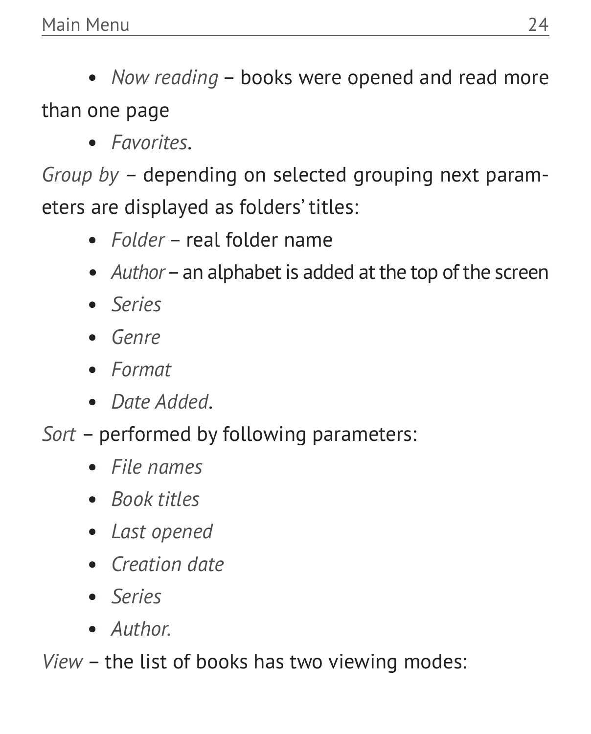- *Now reading* – books were opened and read more than one page
- *Favorites*.

*Group by* – depending on selected grouping next parameters are displayed as folders' titles:

- *Folder* – real folder name
- *Author* – an alphabet is added at the top of the screen
- *Series*
- *Genre*
- *Format*
- *Date Added*.

*Sort* – performed by following parameters:

- *File names*
- *Book titles*
- *Last opened*
- *Creation date*
- *Series*
- *Author.*

*View* – the list of books has two viewing modes: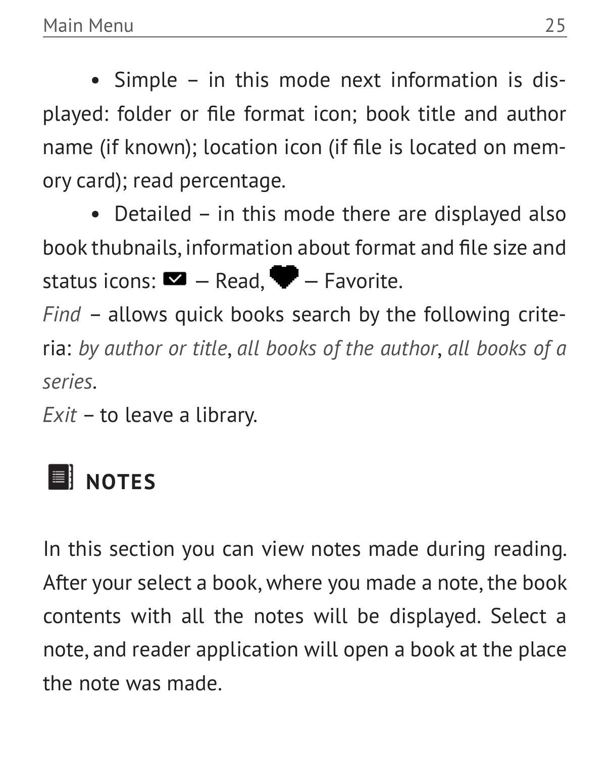- Simple – in this mode next information is displayed: folder or file format icon; book title and author name (if known); location icon (if file is located on memory card); read percentage.
- Detailed – in this mode there are displayed also book thubnails, information about format and file size and status icons: ✉ – Read, ♥ – Favorite.

*Find* – allows quick books search by the following criteria: *by author or title*, *all books of the author*, *all books of a series*.

*Exit* – to leave a library.

## NOTES

In this section you can view notes made during reading. After your select a book, where you made a note, the book contents with all the notes will be displayed. Select a note, and reader application will open a book at the place the note was made.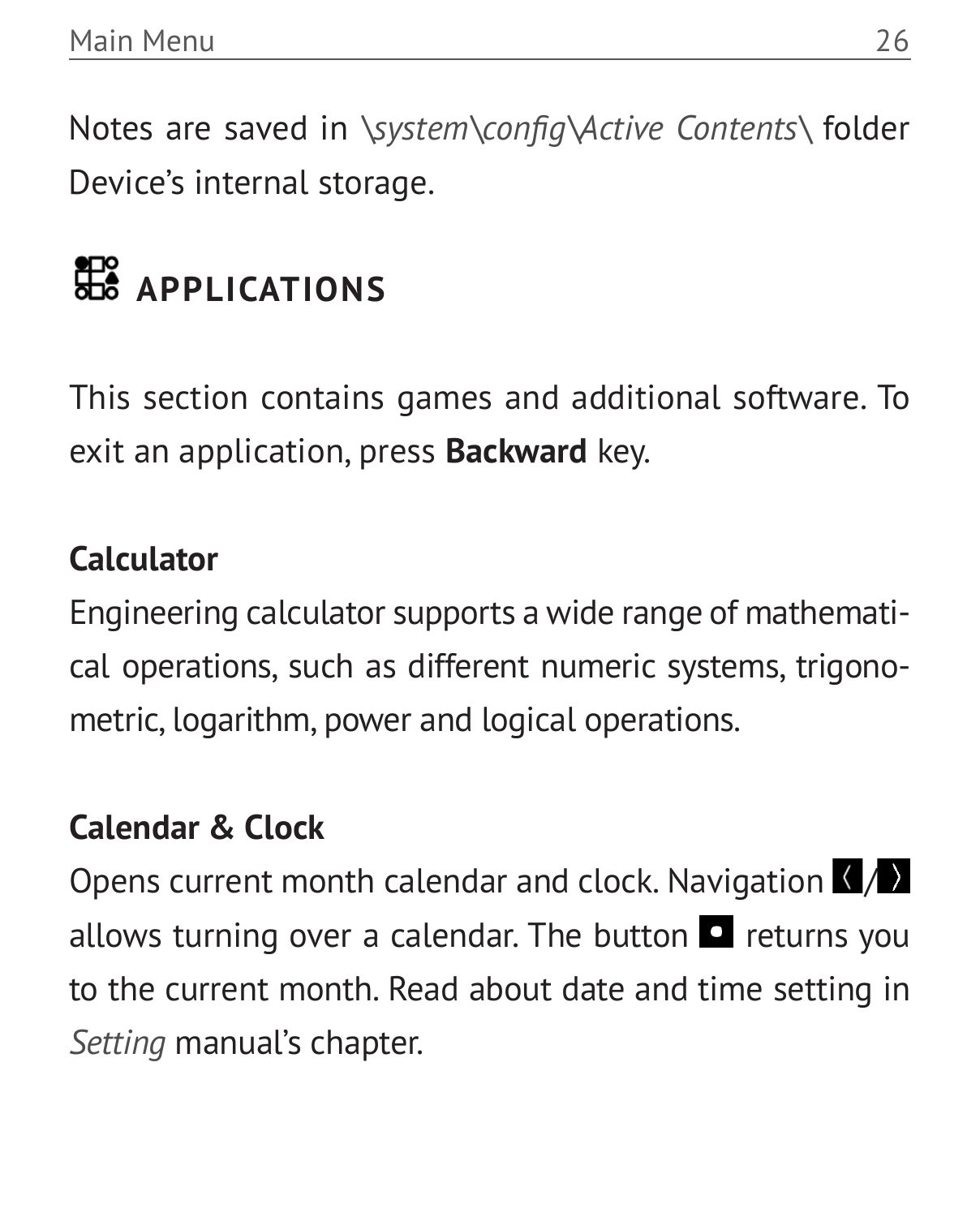Notes are saved in *\system\config\Active Contents\* folder Device's internal storage.

## APPLICATIONS

This section contains games and additional software. To exit an application, press **Backward** key.

**Calculator**

Engineering calculator supports a wide range of mathematical operations, such as different numeric systems, trigonometric, logarithm, power and logical operations.

**Calendar & Clock**

Opens current month calendar and clock. Navigation ⟨/⟩ allows turning over a calendar. The button ■ returns you to the current month. Read about date and time setting in *Setting* manual's chapter.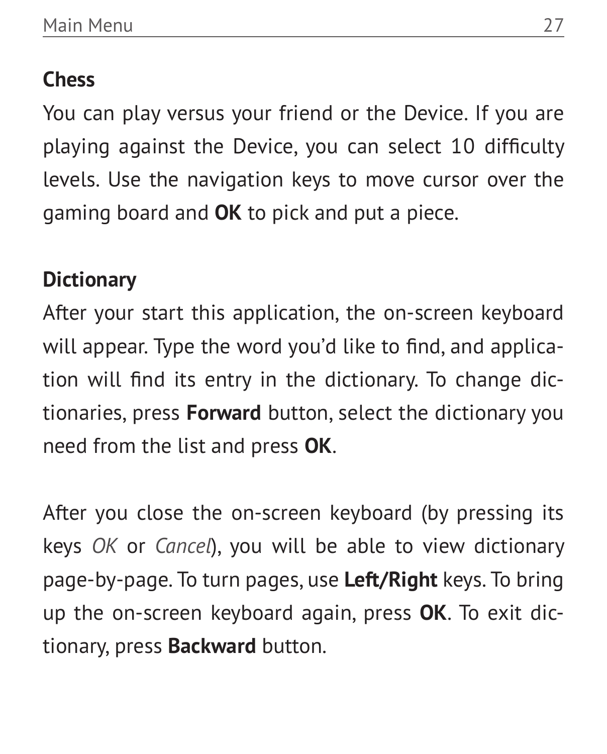**Chess**

You can play versus your friend or the Device. If you are playing against the Device, you can select 10 difficulty levels. Use the navigation keys to move cursor over the gaming board and **OK** to pick and put a piece.

**Dictionary**

After your start this application, the on-screen keyboard will appear. Type the word you'd like to find, and application will find its entry in the dictionary. To change dictionaries, press **Forward** button, select the dictionary you need from the list and press **OK**.

After you close the on-screen keyboard (by pressing its keys *OK* or *Cancel*), you will be able to view dictionary page-by-page. To turn pages, use **Left/Right** keys. To bring up the on-screen keyboard again, press **OK**. To exit dictionary, press **Backward** button.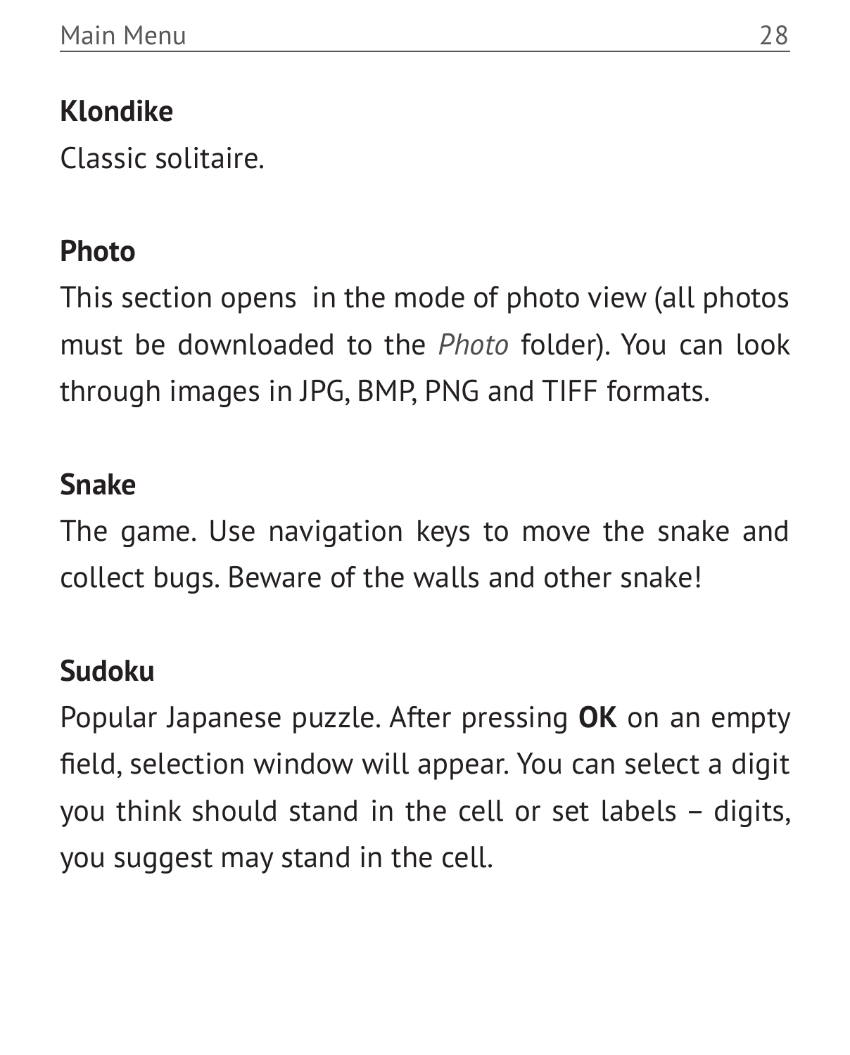**Klondike**

Classic solitaire.

**Photo**

This section opens in the mode of photo view (all photos must be downloaded to the *Photo* folder). You can look through images in JPG, BMP, PNG and TIFF formats.

**Snake**

The game. Use navigation keys to move the snake and collect bugs. Beware of the walls and other snake!

**Sudoku**

Popular Japanese puzzle. After pressing **OK** on an empty field, selection window will appear. You can select a digit you think should stand in the cell or set labels – digits, you suggest may stand in the cell.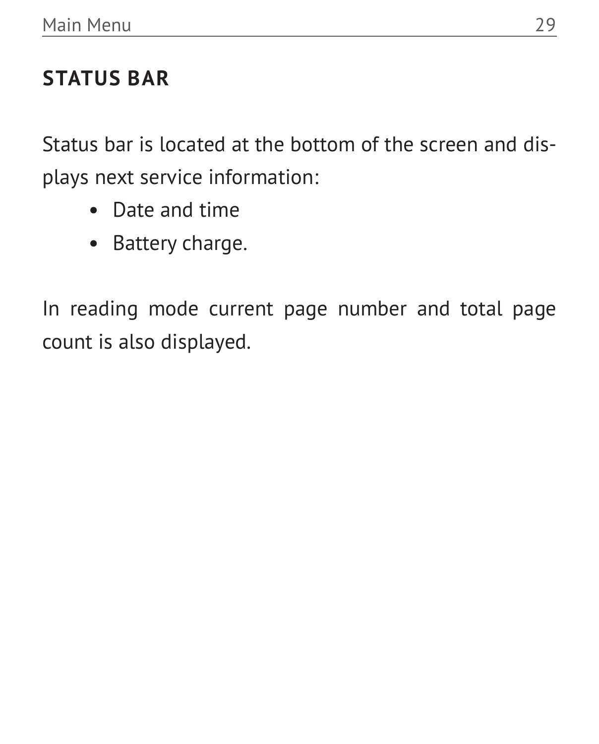## STATUS BAR

Status bar is located at the bottom of the screen and displays next service information:

- Date and time
- Battery charge.

In reading mode current page number and total page count is also displayed.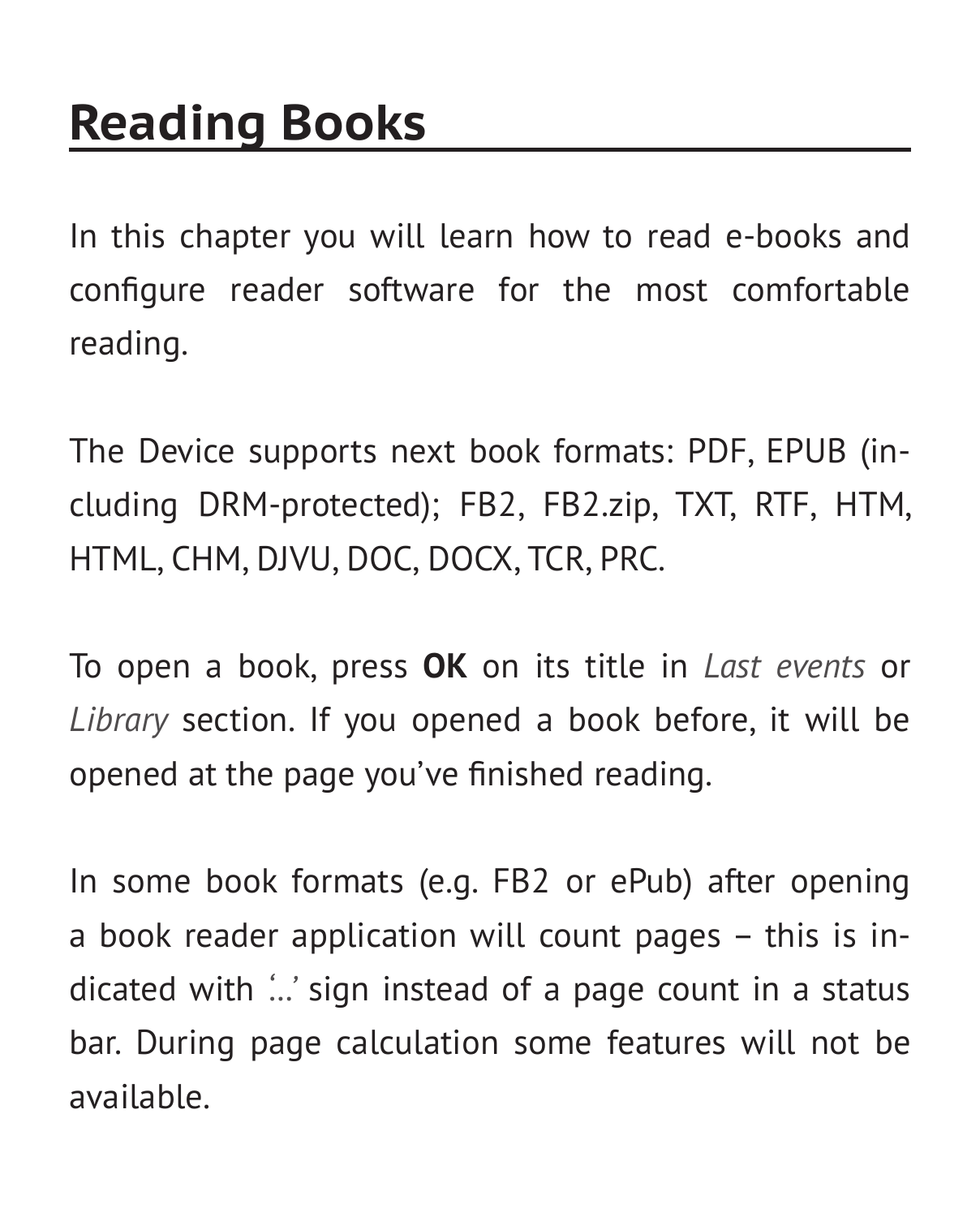# Reading Books

In this chapter you will learn how to read e-books and configure reader software for the most comfortable reading.

The Device supports next book formats: PDF, EPUB (including DRM-protected); FB2, FB2.zip, TXT, RTF, HTM, HTML, CHM, DJVU, DOC, DOCX, TCR, PRC.

To open a book, press **OK** on its title in *Last events* or *Library* section. If you opened a book before, it will be opened at the page you've finished reading.

In some book formats (e.g. FB2 or ePub) after opening a book reader application will count pages – this is indicated with '...' sign instead of a page count in a status bar. During page calculation some features will not be available.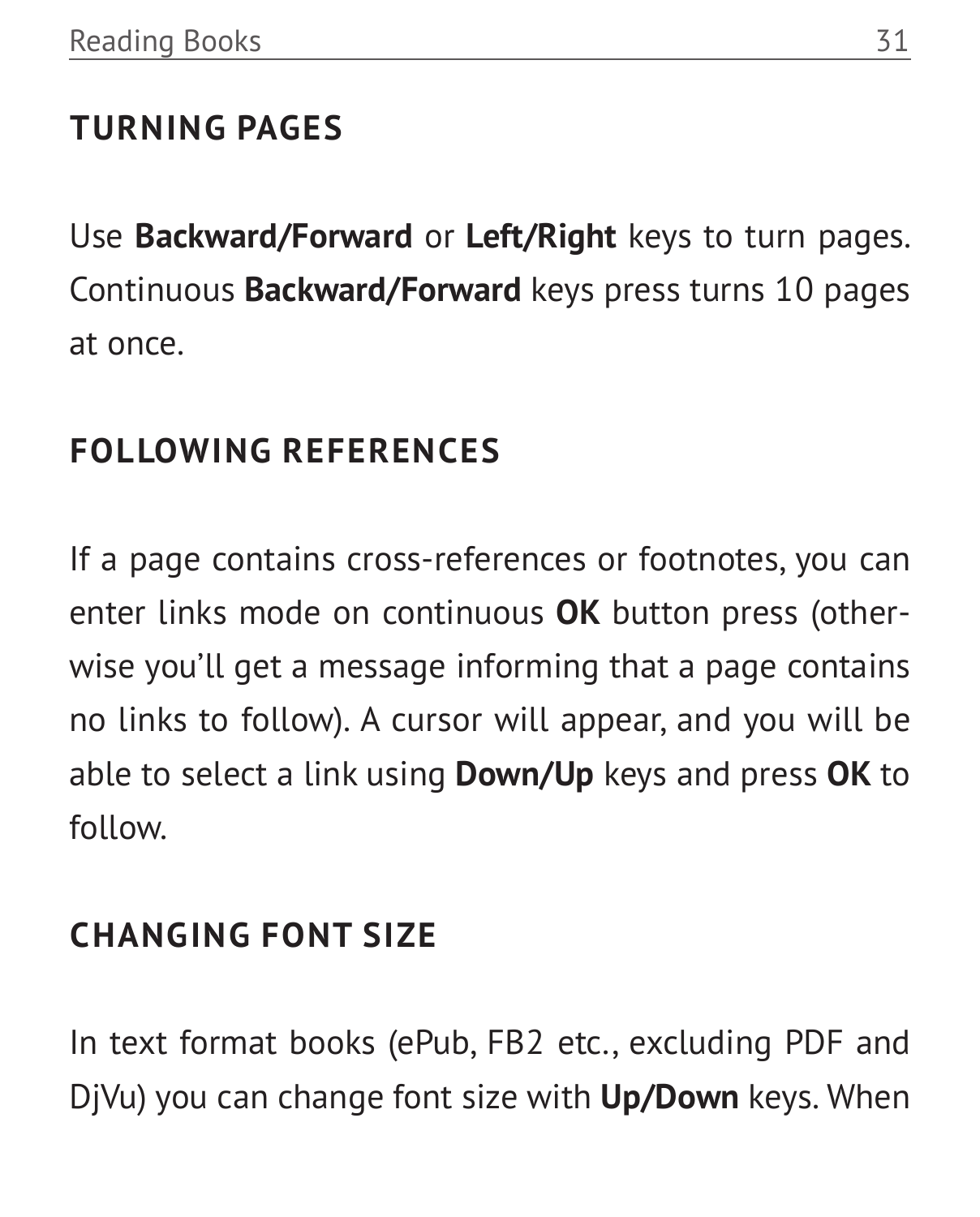## TURNING PAGES

Use **Backward/Forward** or **Left/Right** keys to turn pages. Continuous **Backward/Forward** keys press turns 10 pages at once.

## FOLLOWING REFERENCES

If a page contains cross-references or footnotes, you can enter links mode on continuous **OK** button press (otherwise you'll get a message informing that a page contains no links to follow). A cursor will appear, and you will be able to select a link using **Down/Up** keys and press **OK** to follow.

## CHANGING FONT SIZE

In text format books (ePub, FB2 etc., excluding PDF and DjVu) you can change font size with **Up/Down** keys. When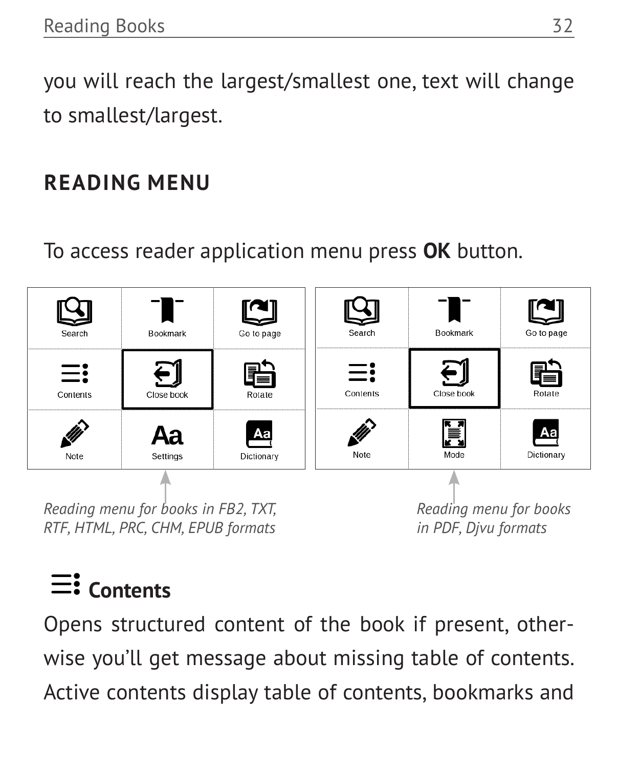you will reach the largest/smallest one, text will change to smallest/largest.

## READING MENU

To access reader application menu press **OK** button.

| Search | Bookmark | Go to page |
|---|---|---|
| Contents | Close book | Rotate |
| Note | Settings | Dictionary |

*Reading menu for books in FB2, TXT, RTF, HTML, PRC, CHM, EPUB formats*

| Search | Bookmark | Go to page |
|---|---|---|
| Contents | Close book | Rotate |
| Note | Mode | Dictionary |

*Reading menu for books in PDF, Djvu formats*

### Contents

Opens structured content of the book if present, otherwise you'll get message about missing table of contents. Active contents display table of contents, bookmarks and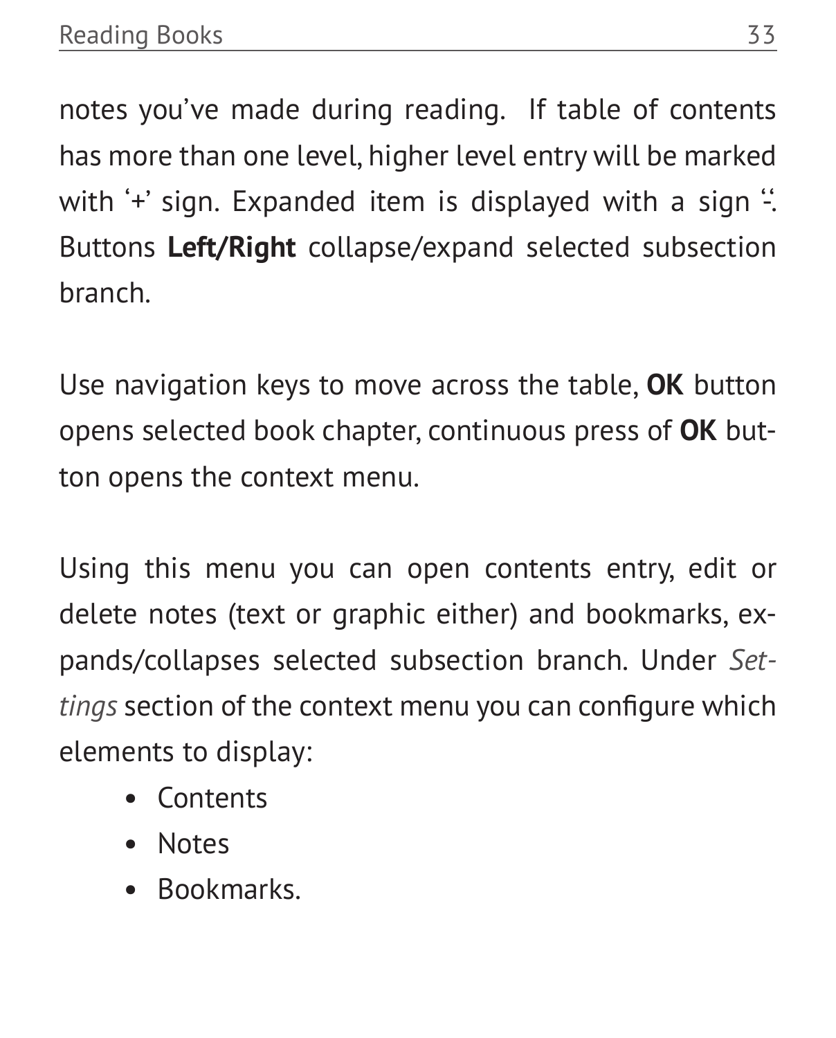notes you've made during reading. If table of contents has more than one level, higher level entry will be marked with '+' sign. Expanded item is displayed with a sign '-'. Buttons **Left/Right** collapse/expand selected subsection branch.

Use navigation keys to move across the table, **OK** button opens selected book chapter, continuous press of **OK** button opens the context menu.

Using this menu you can open contents entry, edit or delete notes (text or graphic either) and bookmarks, expands/collapses selected subsection branch. Under *Settings* section of the context menu you can configure which elements to display:

- Contents
- Notes
- Bookmarks.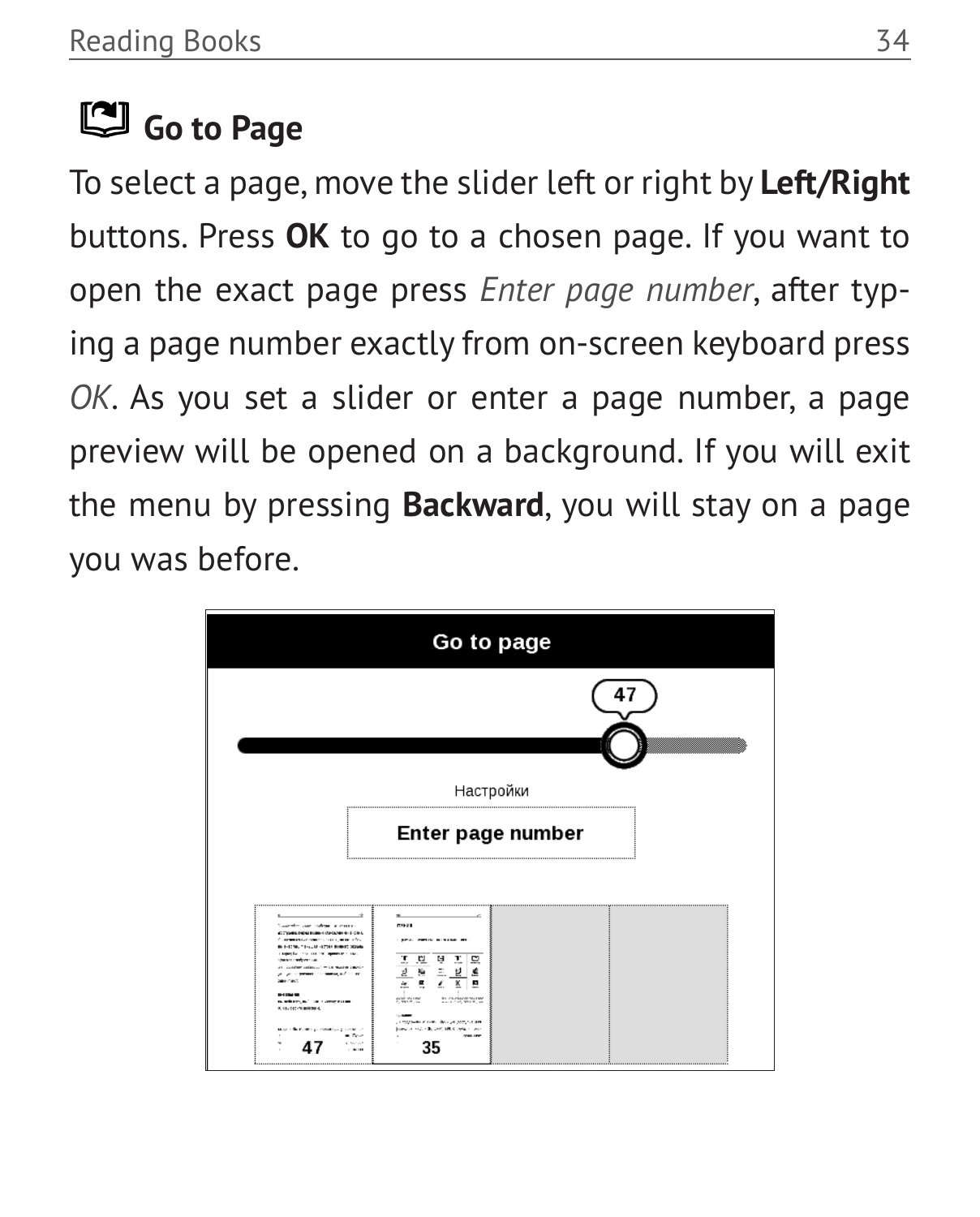## Go to Page

To select a page, move the slider left or right by **Left/Right** buttons. Press **OK** to go to a chosen page. If you want to open the exact page press *Enter page number*, after typing a page number exactly from on-screen keyboard press *OK*. As you set a slider or enter a page number, a page preview will be opened on a background. If you will exit the menu by pressing **Backward**, you will stay on a page you was before.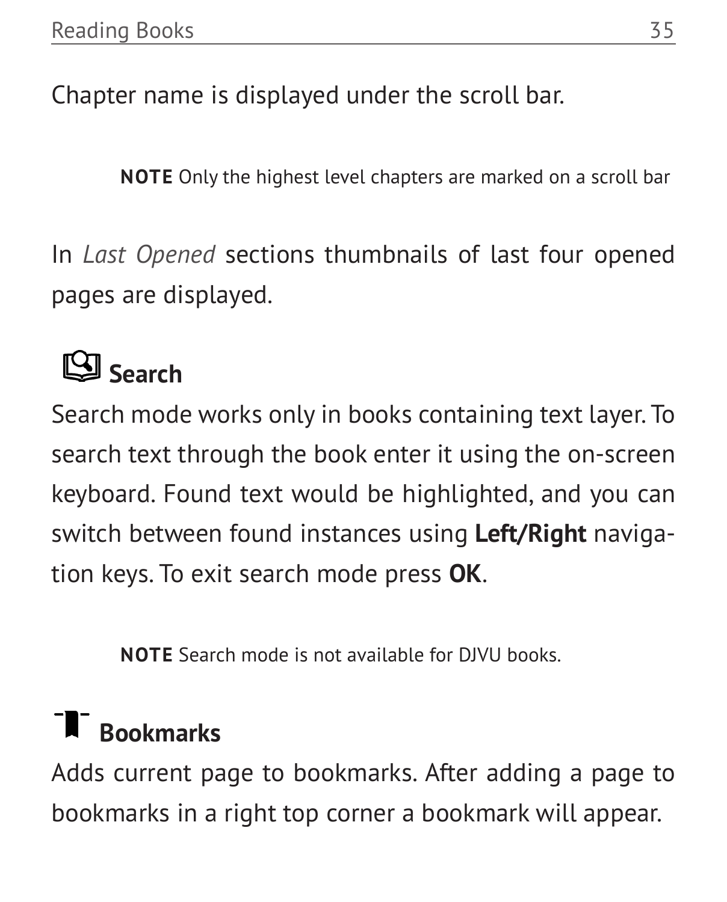Chapter name is displayed under the scroll bar.

**NOTE** Only the highest level chapters are marked on a scroll bar

In *Last Opened* sections thumbnails of last four opened pages are displayed.

## Search

Search mode works only in books containing text layer. To search text through the book enter it using the on-screen keyboard. Found text would be highlighted, and you can switch between found instances using **Left/Right** navigation keys. To exit search mode press **OK**.

**NOTE** Search mode is not available for DJVU books.

## Bookmarks

Adds current page to bookmarks. After adding a page to bookmarks in a right top corner a bookmark will appear.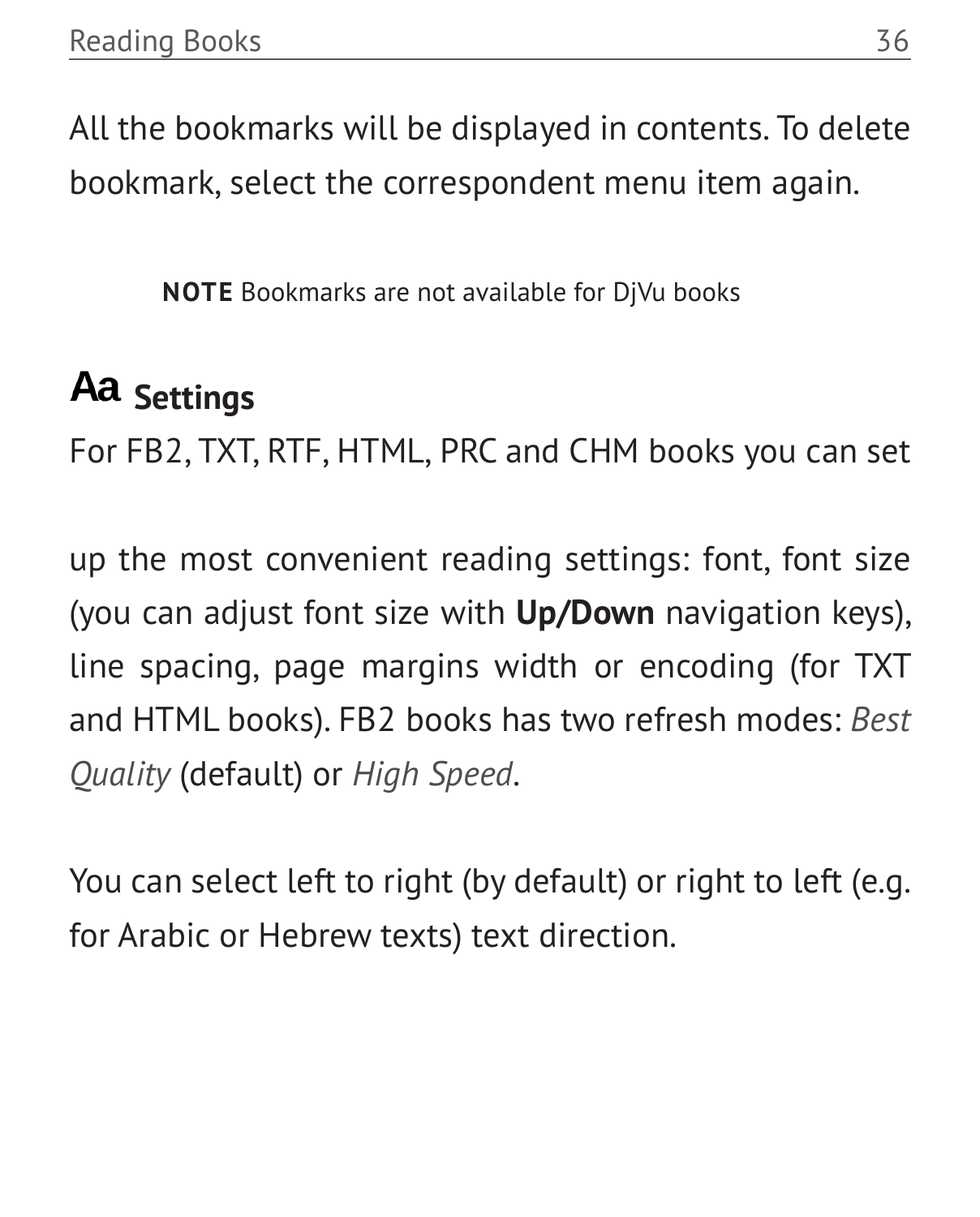All the bookmarks will be displayed in contents. To delete bookmark, select the correspondent menu item again.

> **NOTE** Bookmarks are not available for DjVu books

## Aa Settings

For FB2, TXT, RTF, HTML, PRC and CHM books you can set

up the most convenient reading settings: font, font size (you can adjust font size with **Up/Down** navigation keys), line spacing, page margins width or encoding (for TXT and HTML books). FB2 books has two refresh modes: *Best Quality* (default) or *High Speed*.

You can select left to right (by default) or right to left (e.g. for Arabic or Hebrew texts) text direction.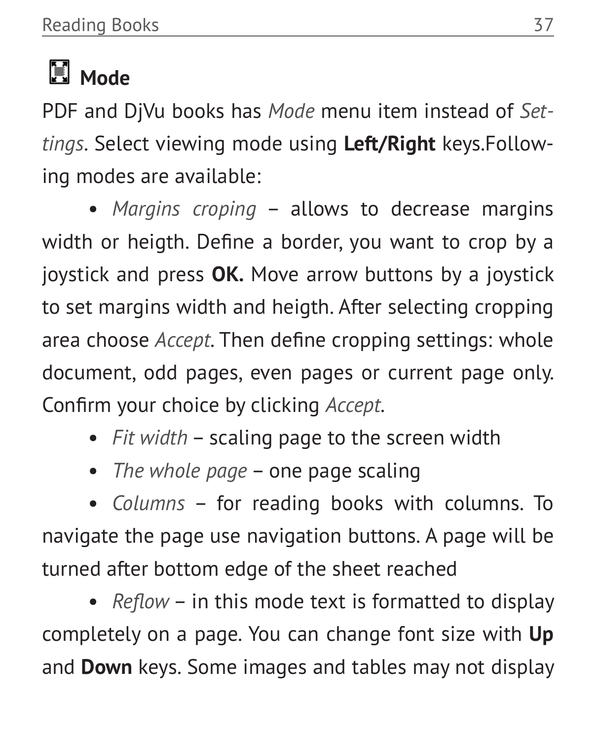## Mode

PDF and DjVu books has *Mode* menu item instead of *Settings*. Select viewing mode using **Left/Right** keys.Following modes are available:

- *Margins croping* – allows to decrease margins width or heigth. Define a border, you want to crop by a joystick and press **OK.** Move arrow buttons by a joystick to set margins width and heigth. After selecting cropping area choose *Accept*. Then define cropping settings: whole document, odd pages, even pages or current page only. Confirm your choice by clicking *Accept*.
- *Fit width* – scaling page to the screen width
- *The whole page* – one page scaling
- *Columns* – for reading books with columns. To navigate the page use navigation buttons. A page will be turned after bottom edge of the sheet reached
- *Reflow* – in this mode text is formatted to display completely on a page. You can change font size with **Up** and **Down** keys. Some images and tables may not display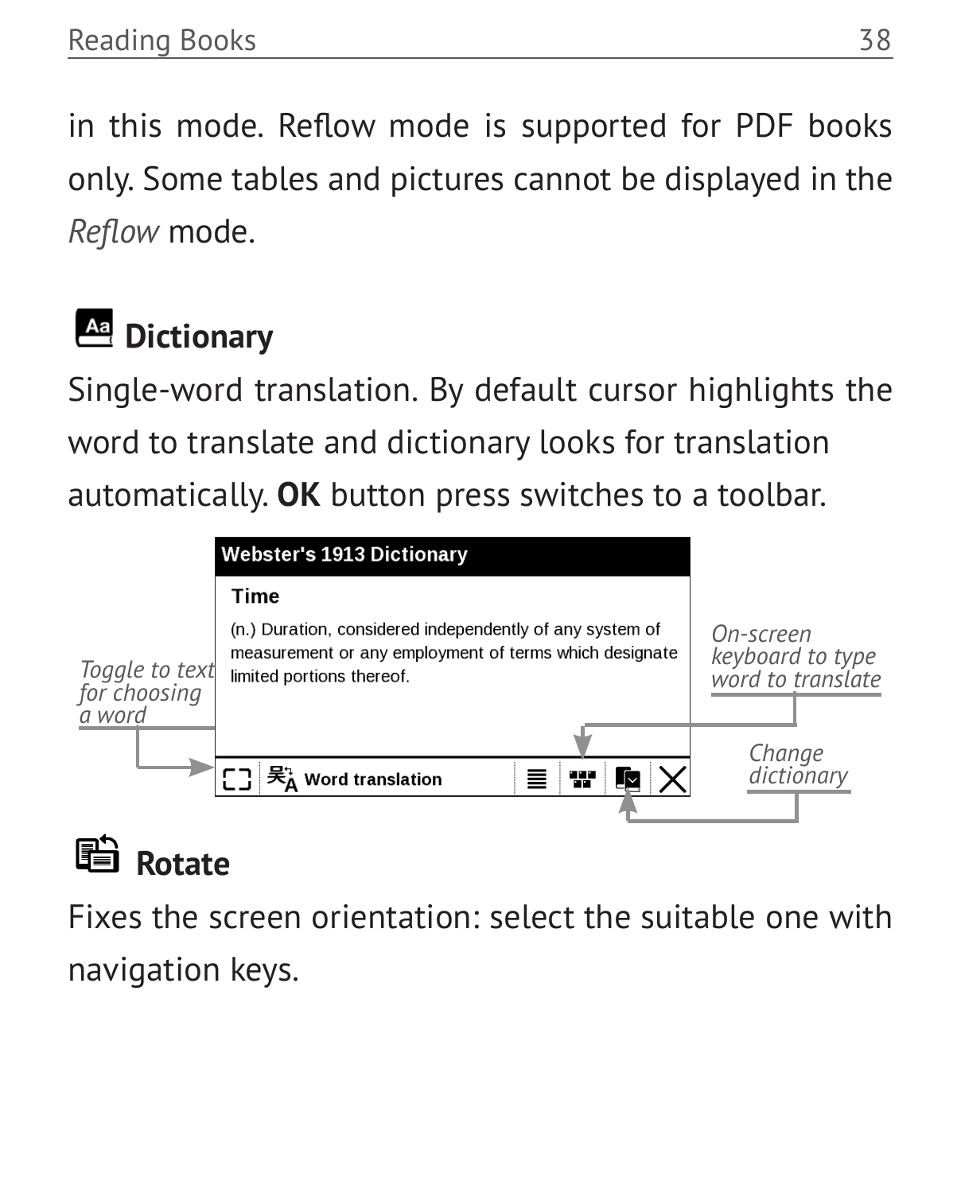in this mode. Reflow mode is supported for PDF books only. Some tables and pictures cannot be displayed in the *Reflow* mode.

## Dictionary

Single-word translation. By default cursor highlights the word to translate and dictionary looks for translation automatically. **OK** button press switches to a toolbar.

Webster's 1913 Dictionary

Time

(n.) Duration, considered independently of any system of measurement or any employment of terms which designate limited portions thereof.

Word translation

*Toggle to text for choosing a word*

*On-screen keyboard to type word to translate*

*Change dictionary*

## Rotate

Fixes the screen orientation: select the suitable one with navigation keys.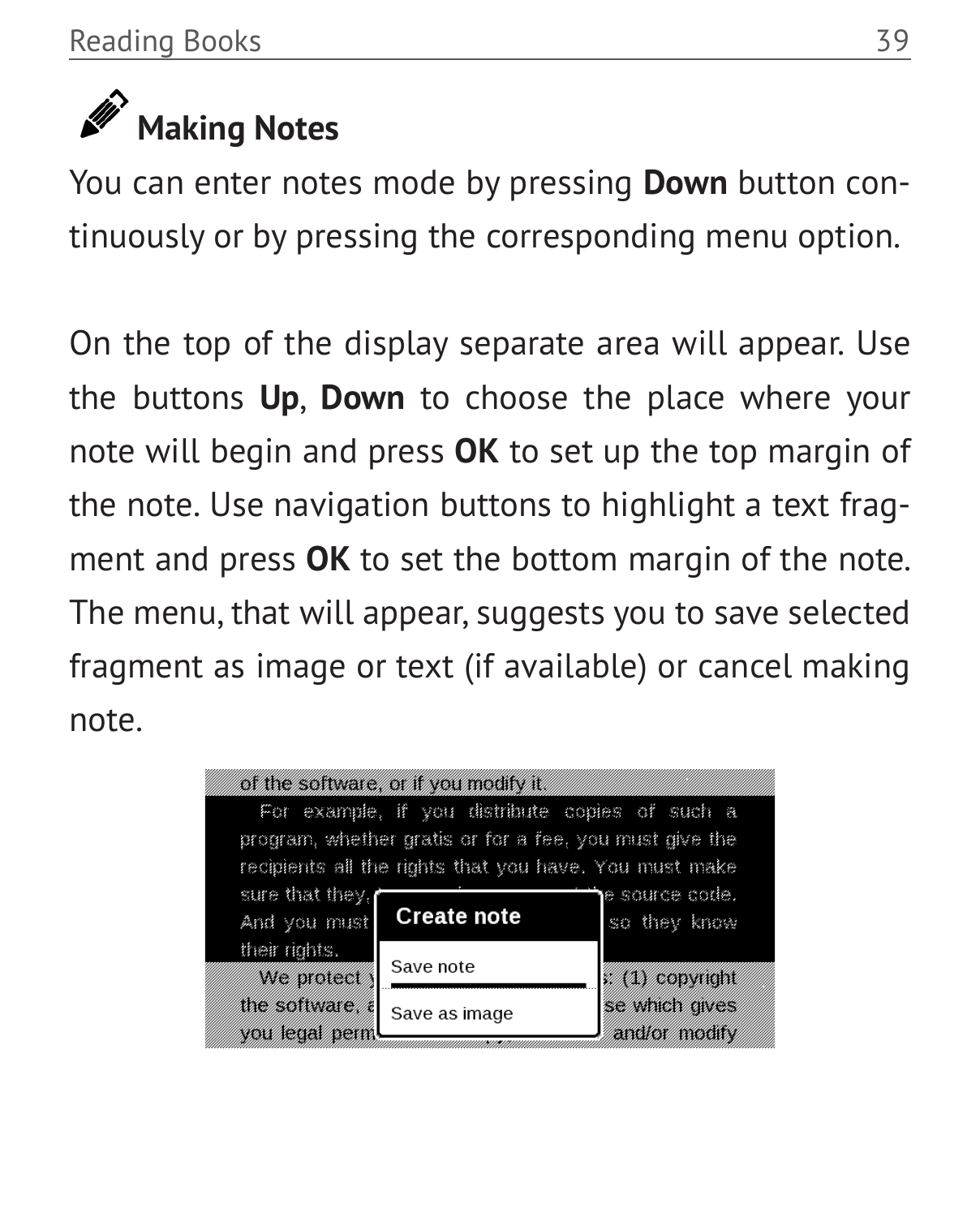## Making Notes

You can enter notes mode by pressing **Down** button continuously or by pressing the corresponding menu option.

On the top of the display separate area will appear. Use the buttons **Up**, **Down** to choose the place where your note will begin and press **OK** to set up the top margin of the note. Use navigation buttons to highlight a text fragment and press **OK** to set the bottom margin of the note. The menu, that will appear, suggests you to save selected fragment as image or text (if available) or cancel making note.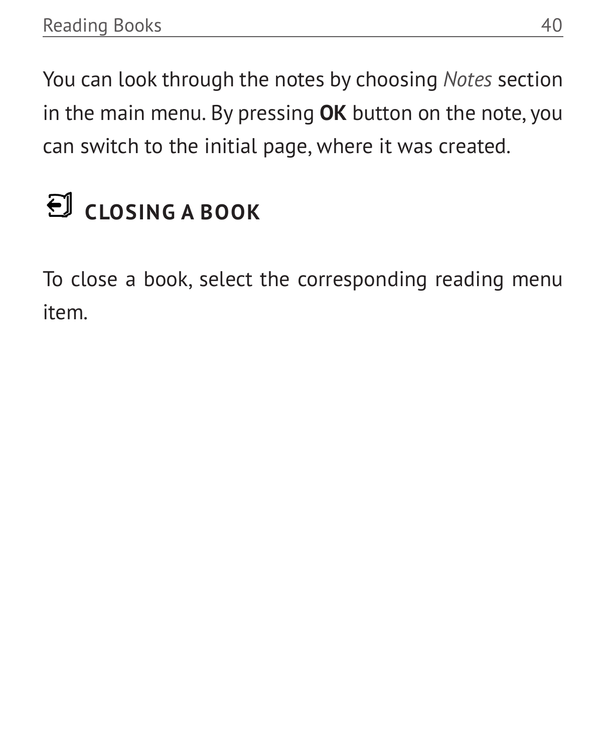You can look through the notes by choosing *Notes* section in the main menu. By pressing **OK** button on the note, you can switch to the initial page, where it was created.

## CLOSING A BOOK

To close a book, select the corresponding reading menu item.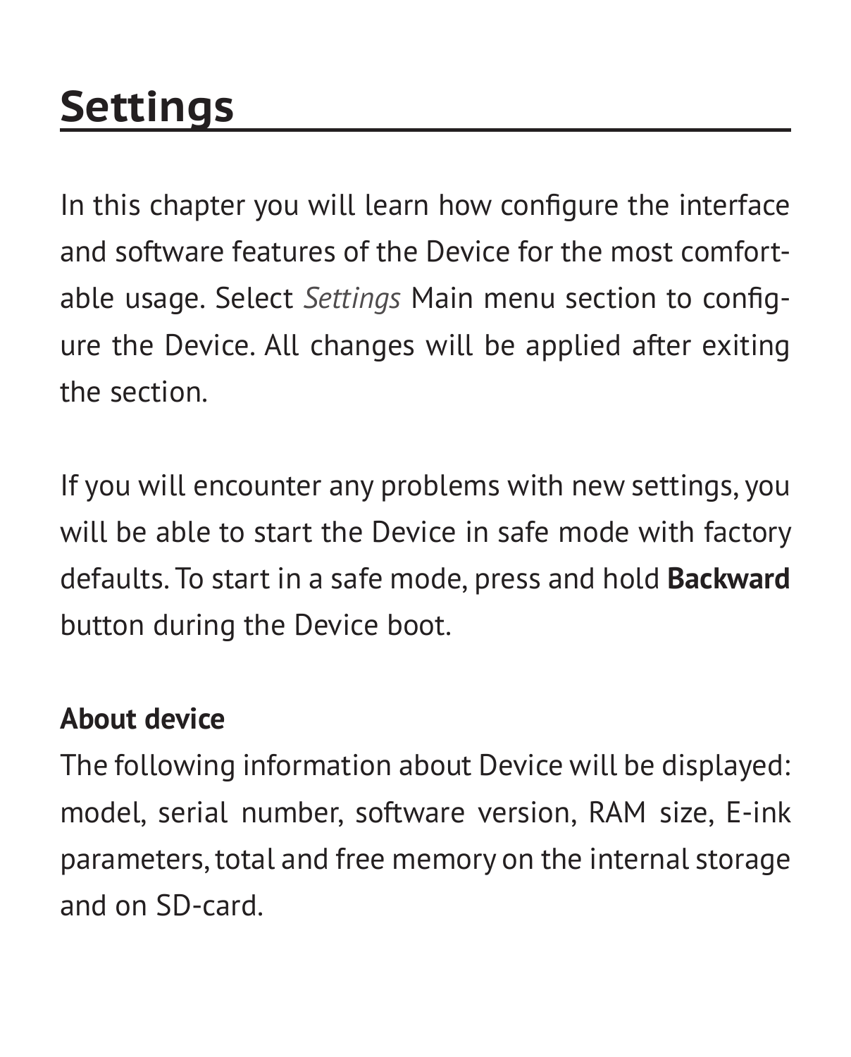# Settings

In this chapter you will learn how configure the interface and software features of the Device for the most comfortable usage. Select *Settings* Main menu section to configure the Device. All changes will be applied after exiting the section.

If you will encounter any problems with new settings, you will be able to start the Device in safe mode with factory defaults. To start in a safe mode, press and hold **Backward** button during the Device boot.

**About device**

The following information about Device will be displayed: model, serial number, software version, RAM size, E-ink parameters, total and free memory on the internal storage and on SD-card.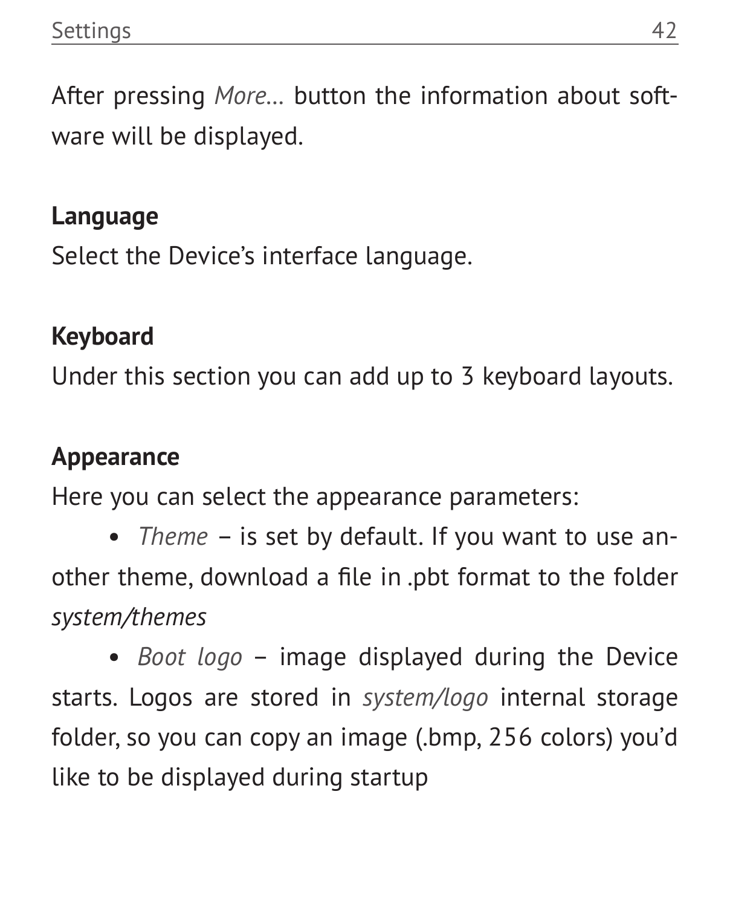After pressing *More...* button the information about software will be displayed.

**Language**

Select the Device's interface language.

**Keyboard**

Under this section you can add up to 3 keyboard layouts.

**Appearance**

Here you can select the appearance parameters:

- *Theme* – is set by default. If you want to use another theme, download a file in .pbt format to the folder *system/themes*
- *Boot logo* – image displayed during the Device starts. Logos are stored in *system/logo* internal storage folder, so you can copy an image (.bmp, 256 colors) you'd like to be displayed during startup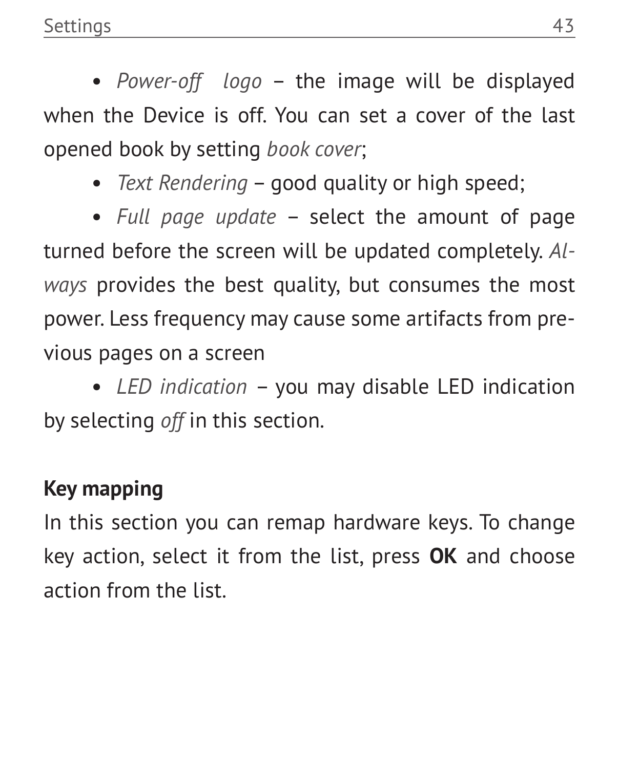- *Power-off logo* – the image will be displayed when the Device is off. You can set a cover of the last opened book by setting *book cover*;
- *Text Rendering* – good quality or high speed;
- *Full page update* – select the amount of page turned before the screen will be updated completely. *Always* provides the best quality, but consumes the most power. Less frequency may cause some artifacts from previous pages on a screen
- *LED indication* – you may disable LED indication by selecting *off* in this section.

**Key mapping**

In this section you can remap hardware keys. To change key action, select it from the list, press **OK** and choose action from the list.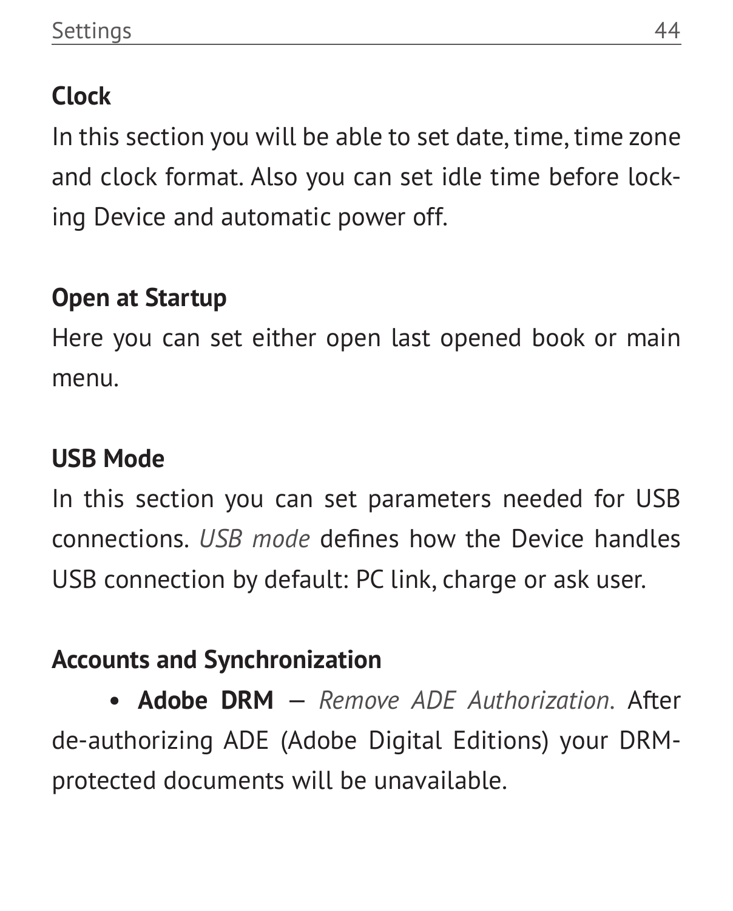## Clock

In this section you will be able to set date, time, time zone and clock format. Also you can set idle time before locking Device and automatic power off.

## Open at Startup

Here you can set either open last opened book or main menu.

## USB Mode

In this section you can set parameters needed for USB connections. *USB mode* defines how the Device handles USB connection by default: PC link, charge or ask user.

## Accounts and Synchronization

- **Adobe DRM** – *Remove ADE Authorization*. After de-authorizing ADE (Adobe Digital Editions) your DRM-protected documents will be unavailable.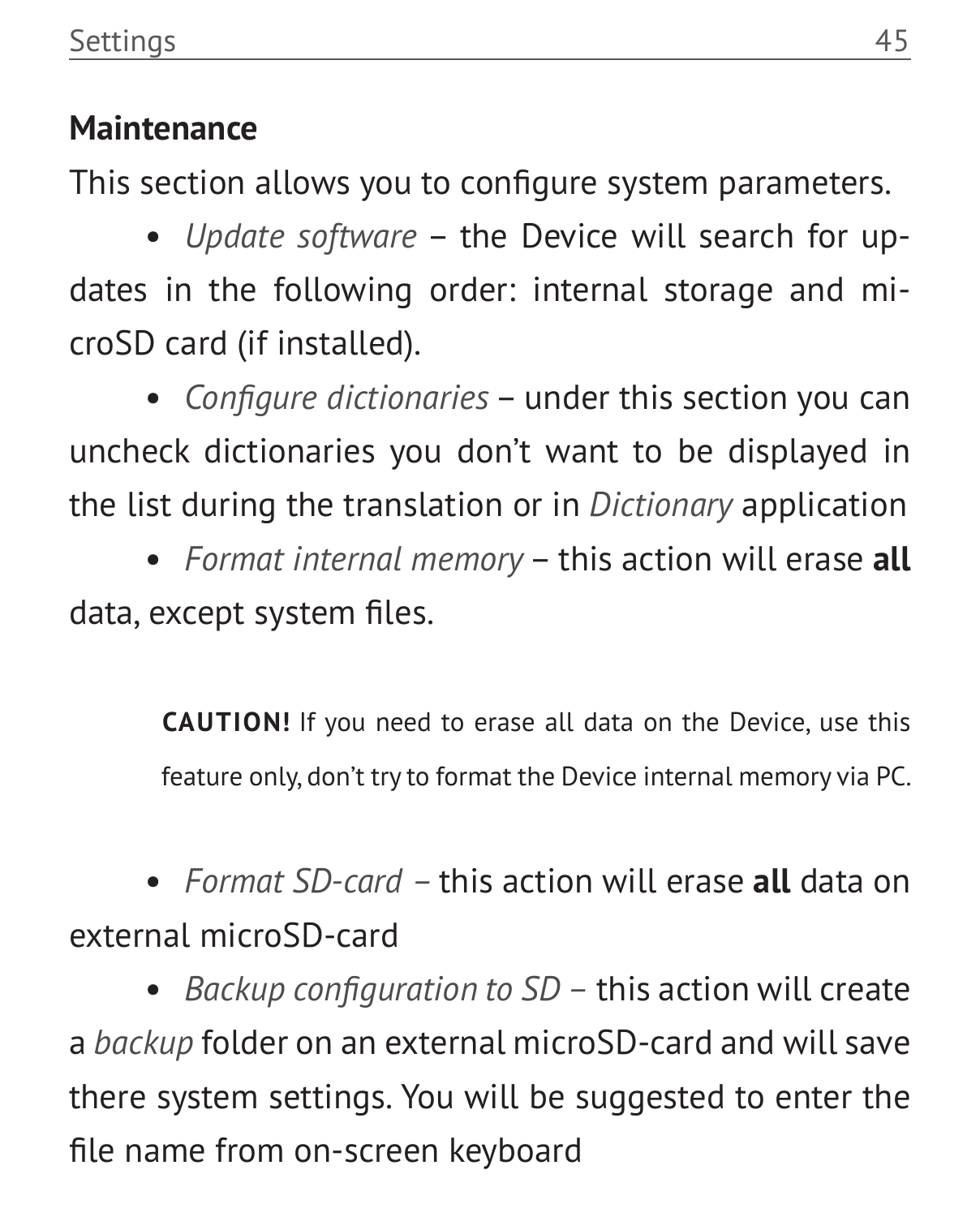## Maintenance

This section allows you to configure system parameters.

- *Update software* – the Device will search for updates in the following order: internal storage and microSD card (if installed).
- *Configure dictionaries* – under this section you can uncheck dictionaries you don't want to be displayed in the list during the translation or in *Dictionary* application
- *Format internal memory* – this action will erase **all** data, except system files.

> **CAUTION!** If you need to erase all data on the Device, use this feature only, don't try to format the Device internal memory via PC.

- *Format SD-card* – this action will erase **all** data on external microSD-card
- *Backup configuration to SD* – this action will create a *backup* folder on an external microSD-card and will save there system settings. You will be suggested to enter the file name from on-screen keyboard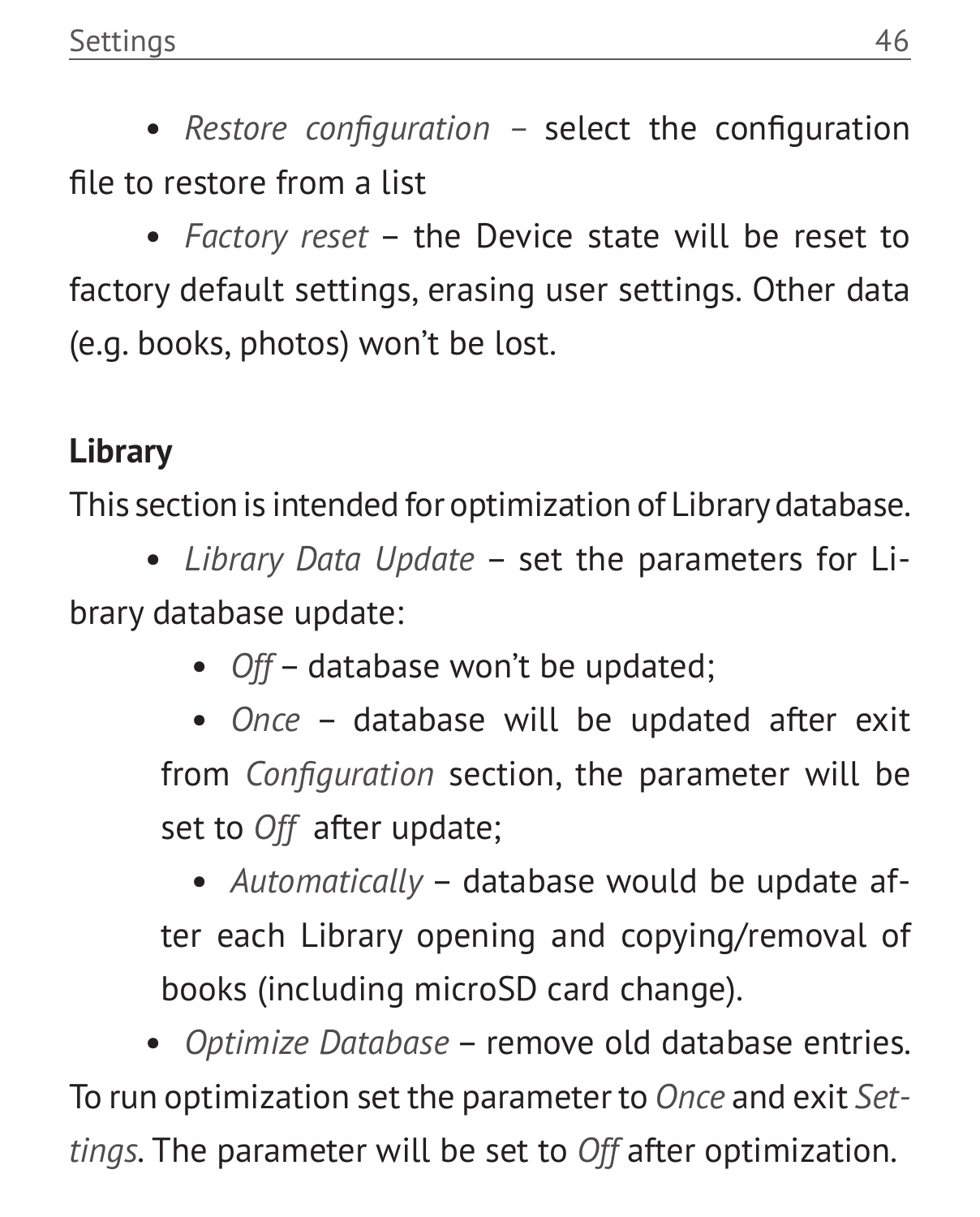- *Restore configuration* – select the configuration file to restore from a list
- *Factory reset* – the Device state will be reset to factory default settings, erasing user settings. Other data (e.g. books, photos) won't be lost.

**Library**

This section is intended for optimization of Library database.

- *Library Data Update* – set the parameters for Library database update:
    - *Off* – database won't be updated;
    - *Once* – database will be updated after exit from *Configuration* section, the parameter will be set to *Off* after update;
    - *Automatically* – database would be update after each Library opening and copying/removal of books (including microSD card change).
- *Optimize Database* – remove old database entries. To run optimization set the parameter to *Once* and exit *Settings*. The parameter will be set to *Off* after optimization.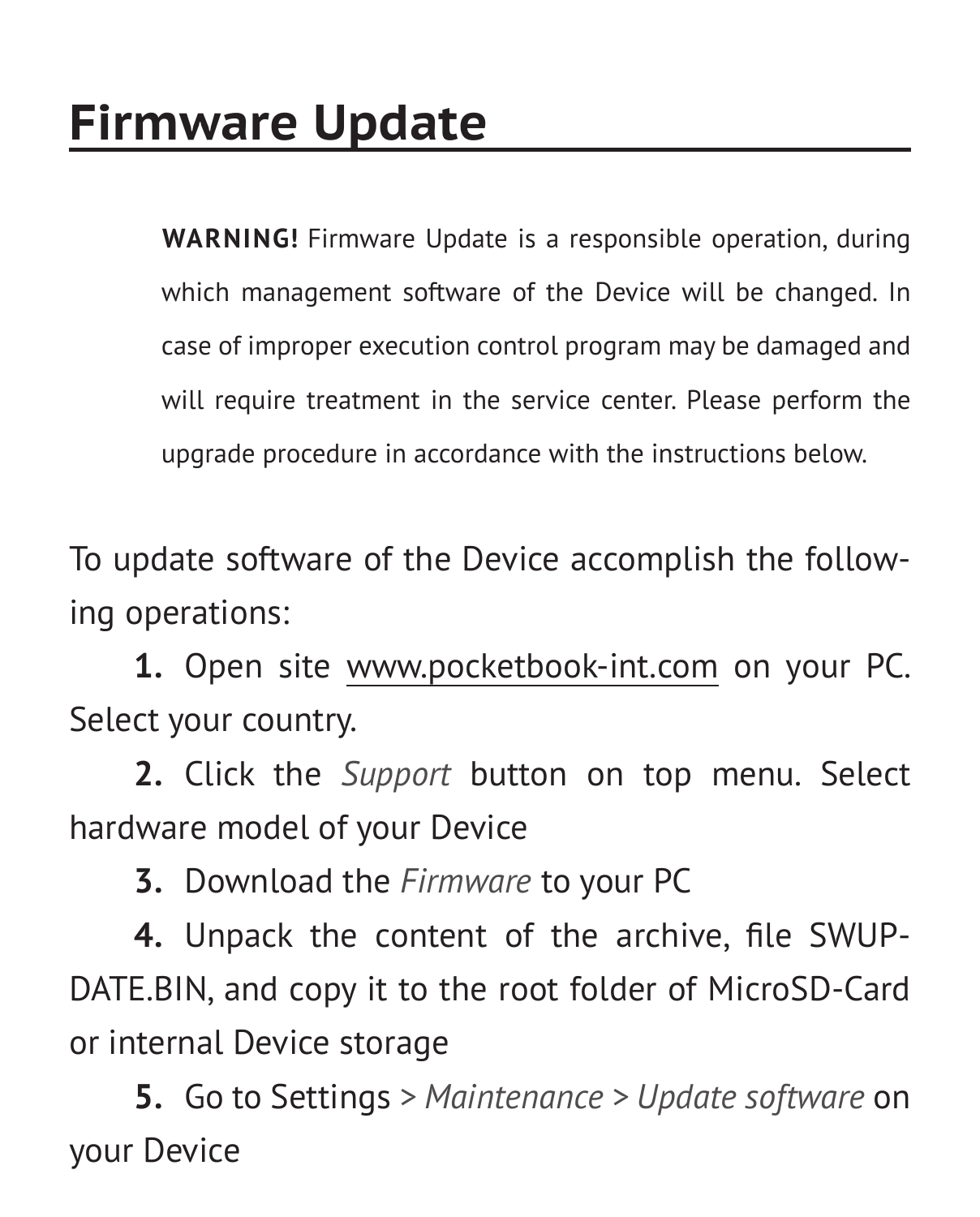# Firmware Update

> **WARNING!** Firmware Update is a responsible operation, during which management software of the Device will be changed. In case of improper execution control program may be damaged and will require treatment in the service center. Please perform the upgrade procedure in accordance with the instructions below.

To update software of the Device accomplish the following operations:

**1.** Open site www.pocketbook-int.com on your PC. Select your country.

**2.** Click the *Support* button on top menu. Select hardware model of your Device

**3.** Download the *Firmware* to your PC

**4.** Unpack the content of the archive, file SWUPDATE.BIN, and copy it to the root folder of MicroSD-Card or internal Device storage

**5.** Go to Settings > *Maintenance* > *Update software* on your Device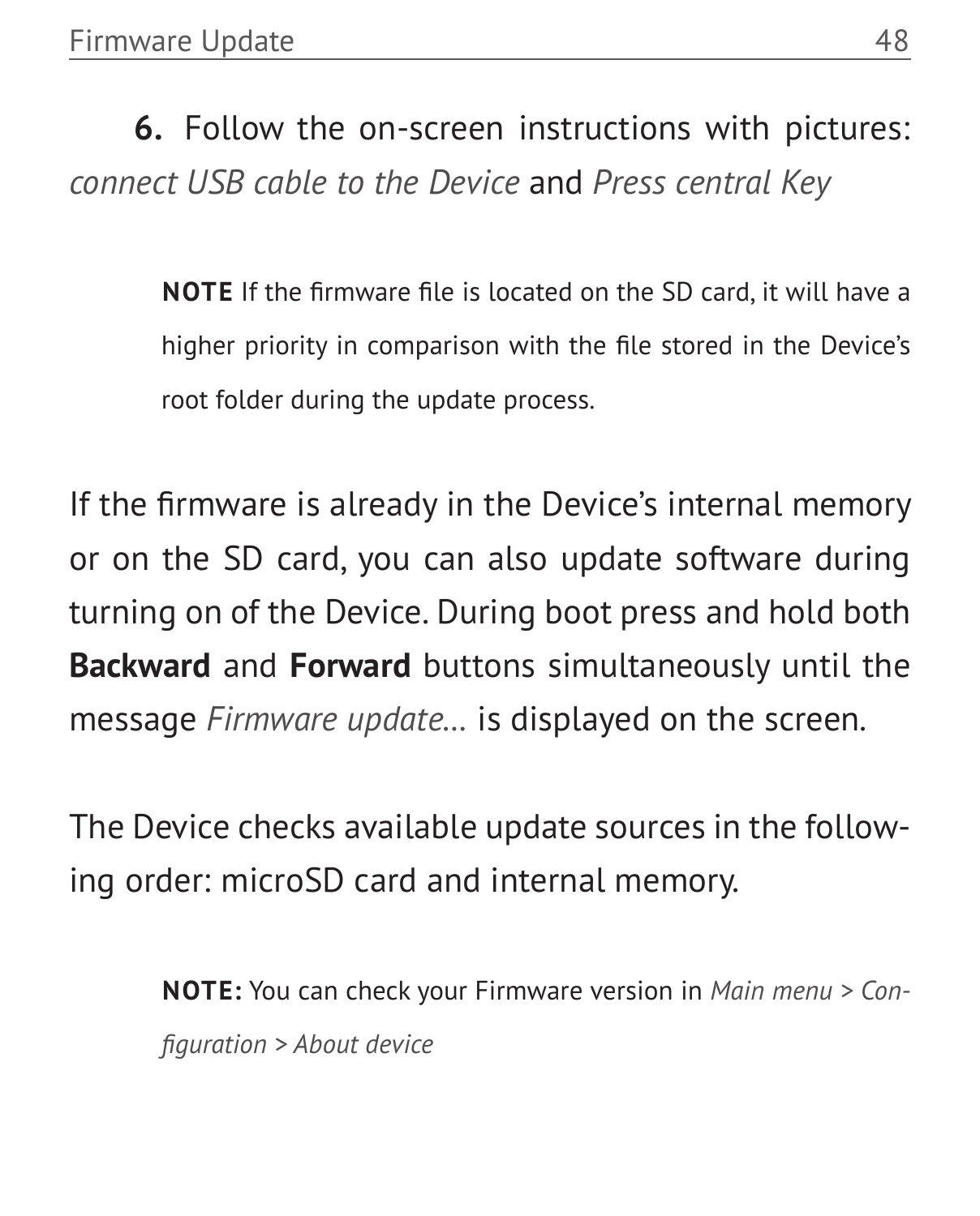**6.** Follow the on-screen instructions with pictures: *connect USB cable to the Device* and *Press central Key*

> **NOTE** If the firmware file is located on the SD card, it will have a higher priority in comparison with the file stored in the Device's root folder during the update process.

If the firmware is already in the Device's internal memory or on the SD card, you can also update software during turning on of the Device. During boot press and hold both **Backward** and **Forward** buttons simultaneously until the message *Firmware update...* is displayed on the screen.

The Device checks available update sources in the following order: microSD card and internal memory.

> **NOTE:** You can check your Firmware version in *Main menu > Configuration > About device*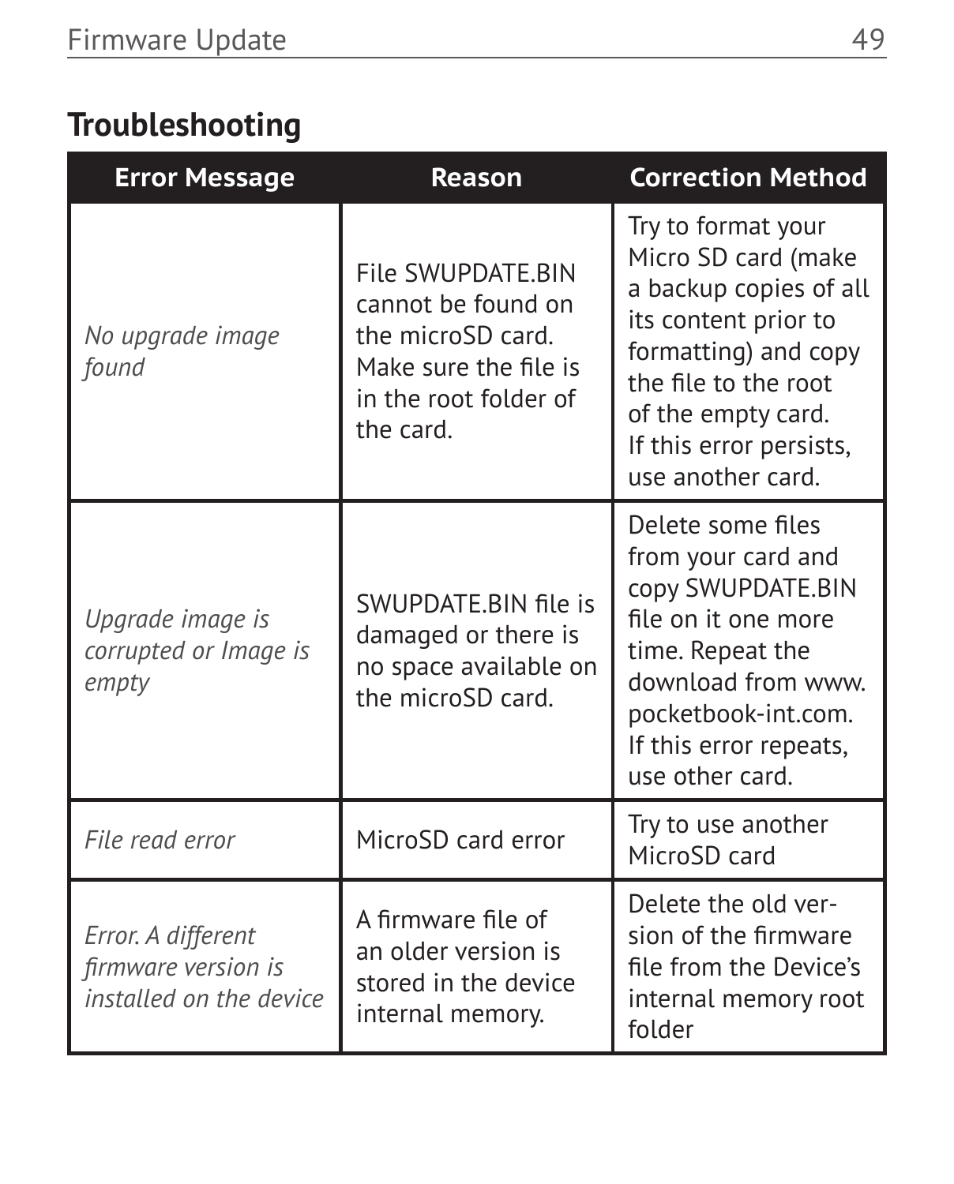## Troubleshooting

| Error Message | Reason | Correction Method |
|---|---|---|
| *No upgrade image found* | File SWUPDATE.BIN cannot be found on the microSD card. Make sure the file is in the root folder of the card. | Try to format your Micro SD card (make a backup copies of all its content prior to formatting) and copy the file to the root of the empty card. If this error persists, use another card. |
| *Upgrade image is corrupted or Image is empty* | SWUPDATE.BIN file is damaged or there is no space available on the microSD card. | Delete some files from your card and copy SWUPDATE.BIN file on it one more time. Repeat the download from www.pocketbook-int.com. If this error repeats, use other card. |
| *File read error* | MicroSD card error | Try to use another MicroSD card |
| *Error. A different firmware version is installed on the device* | A firmware file of an older version is stored in the device internal memory. | Delete the old version of the firmware file from the Device's internal memory root folder |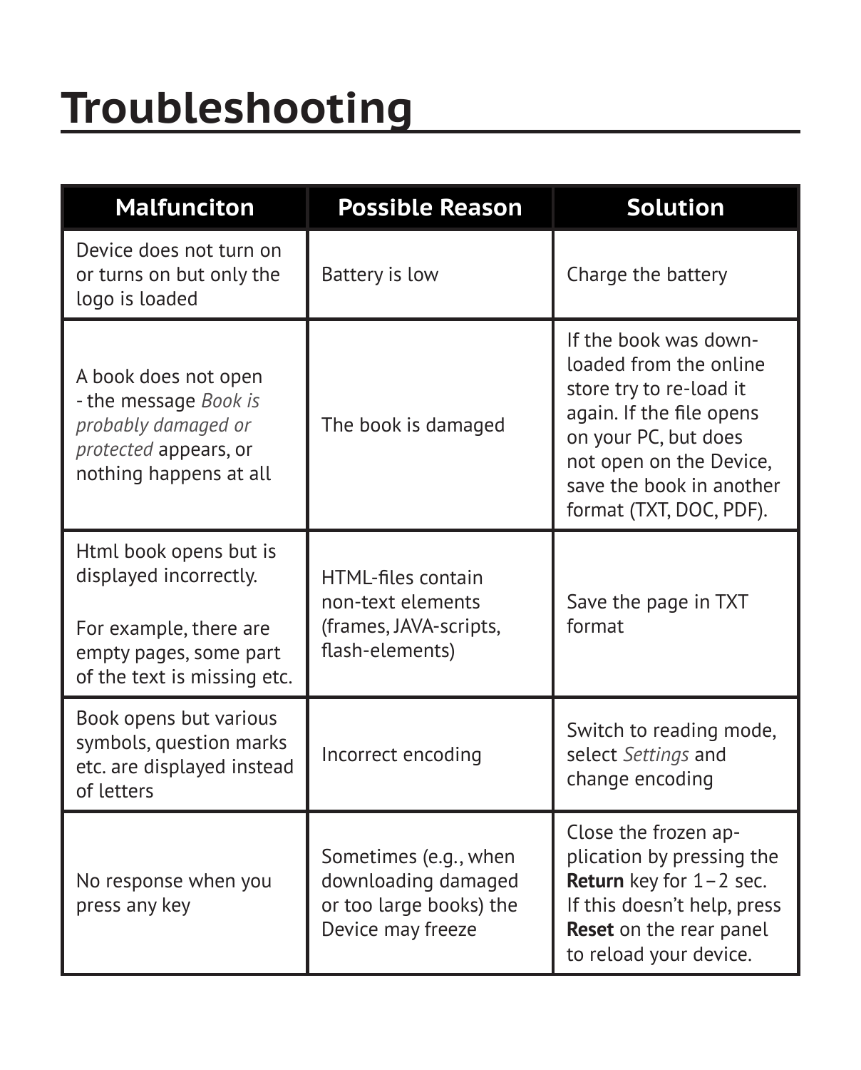# Troubleshooting

| Malfunciton | Possible Reason | Solution |
|---|---|---|
| Device does not turn on or turns on but only the logo is loaded | Battery is low | Charge the battery |
| A book does not open - the message *Book is probably damaged or protected* appears, or nothing happens at all | The book is damaged | If the book was downloaded from the online store try to re-load it again. If the file opens on your PC, but does not open on the Device, save the book in another format (TXT, DOC, PDF). |
| Html book opens but is displayed incorrectly. For example, there are empty pages, some part of the text is missing etc. | HTML-files contain non-text elements (frames, JAVA-scripts, flash-elements) | Save the page in TXT format |
| Book opens but various symbols, question marks etc. are displayed instead of letters | Incorrect encoding | Switch to reading mode, select *Settings* and change encoding |
| No response when you press any key | Sometimes (e.g., when downloading damaged or too large books) the Device may freeze | Close the frozen application by pressing the **Return** key for 1–2 sec. If this doesn't help, press **Reset** on the rear panel to reload your device. |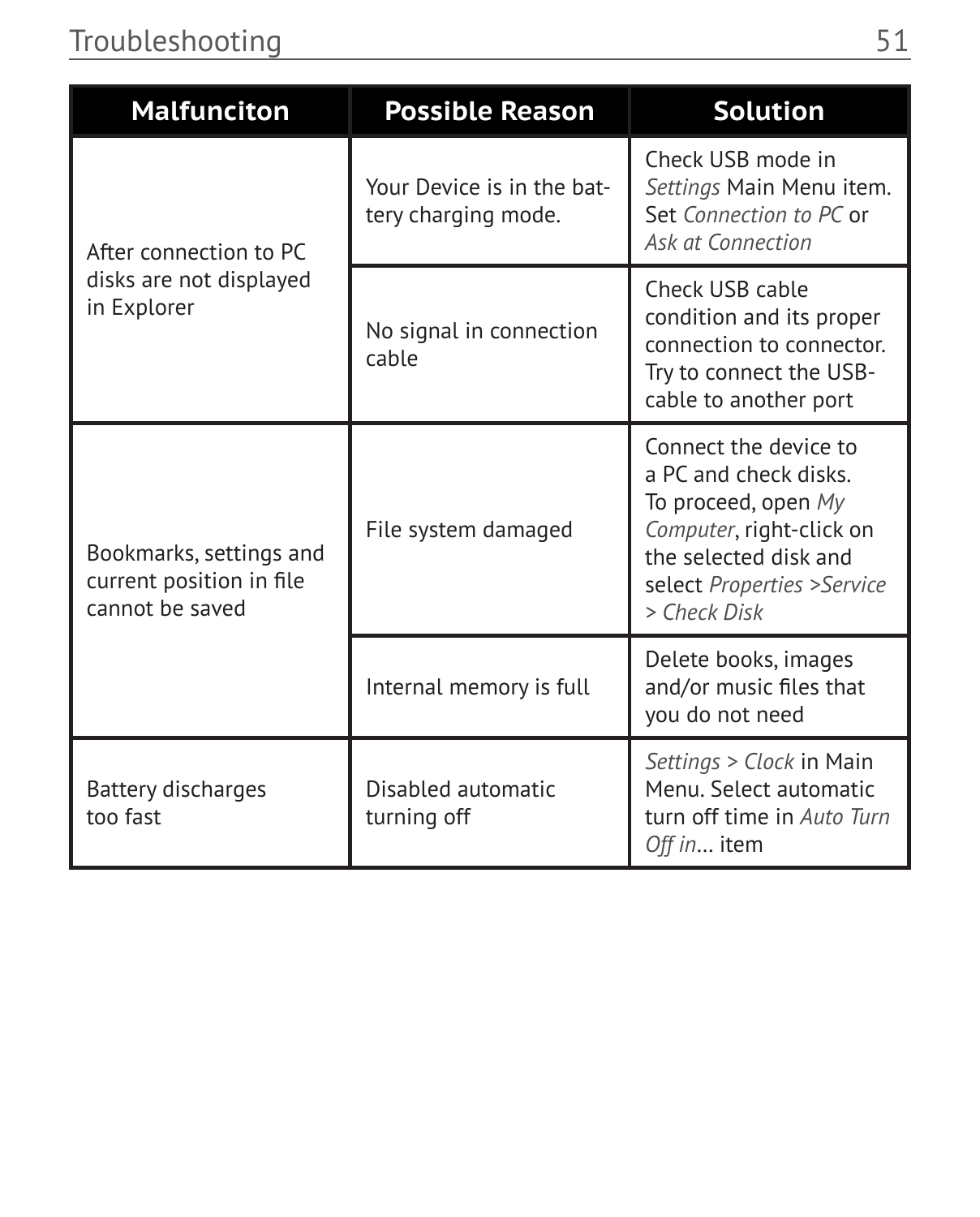| Malfunciton | Possible Reason | Solution |
|---|---|---|
| After connection to PC disks are not displayed in Explorer | Your Device is in the battery charging mode. | Check USB mode in *Settings* Main Menu item. Set *Connection to PC* or *Ask at Connection* |
| | No signal in connection cable | Check USB cable condition and its proper connection to connector. Try to connect the USB-cable to another port |
| Bookmarks, settings and current position in file cannot be saved | File system damaged | Connect the device to a PC and check disks. To proceed, open *My Computer*, right-click on the selected disk and select *Properties >Service > Check Disk* |
| | Internal memory is full | Delete books, images and/or music files that you do not need |
| Battery discharges too fast | Disabled automatic turning off | *Settings > Clock* in Main Menu. Select automatic turn off time in *Auto Turn Off in*... item |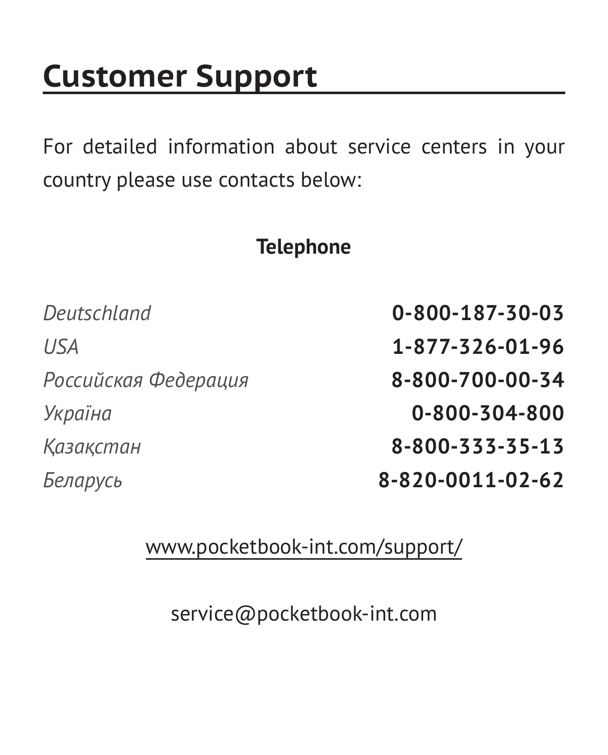# Customer Support

For detailed information about service centers in your country please use contacts below:

**Telephone**

| | |
|---|---|
| *Deutschland* | **0-800-187-30-03** |
| *USA* | **1-877-326-01-96** |
| *Российская Федерация* | **8-800-700-00-34** |
| *Україна* | **0-800-304-800** |
| *Қазақстан* | **8-800-333-35-13** |
| *Беларусь* | **8-820-0011-02-62** |

www.pocketbook-int.com/support/

service@pocketbook-int.com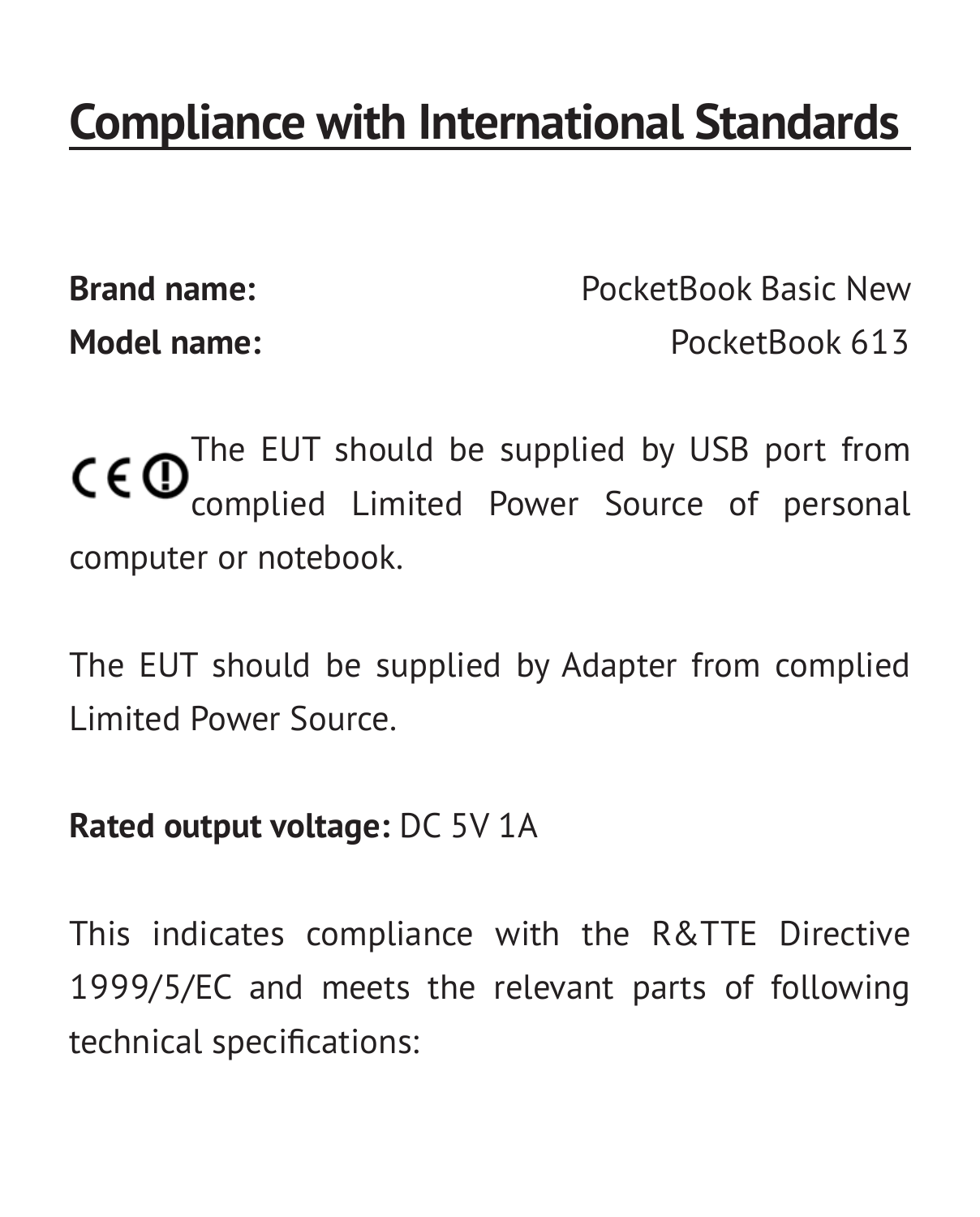# Compliance with International Standards

**Brand name:** PocketBook Basic New

**Model name:** PocketBook 613

The EUT should be supplied by USB port from complied Limited Power Source of personal computer or notebook.

The EUT should be supplied by Adapter from complied Limited Power Source.

**Rated output voltage:** DC 5V 1A

This indicates compliance with the R&TTE Directive 1999/5/EC and meets the relevant parts of following technical specifications: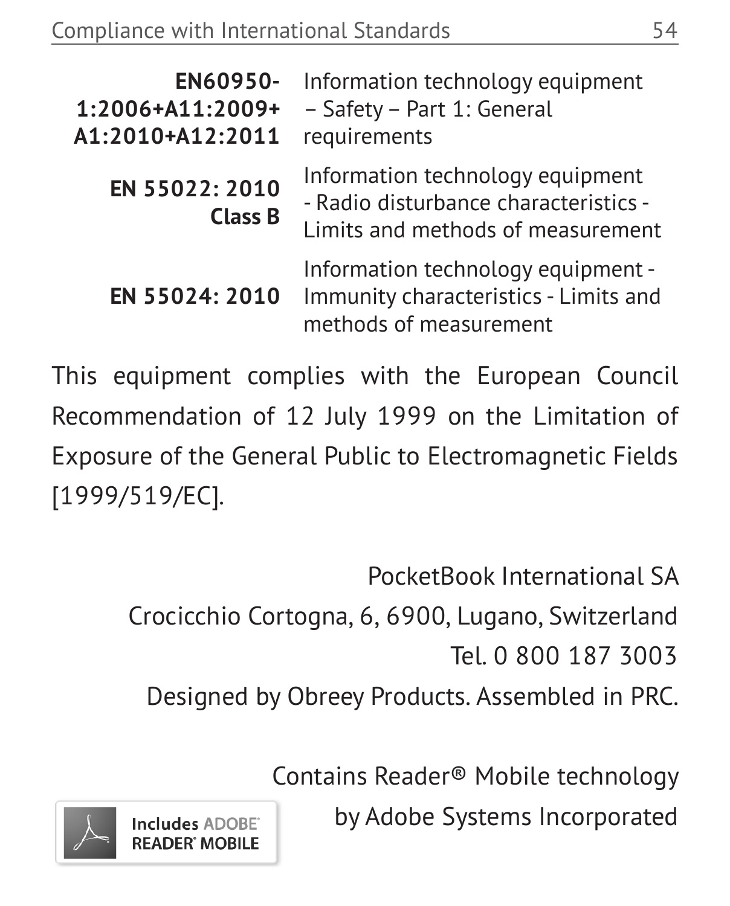| | |
|---|---|
| **EN60950-1:2006+A11:2009+A1:2010+A12:2011** | Information technology equipment – Safety – Part 1: General requirements |
| **EN 55022: 2010 Class B** | Information technology equipment - Radio disturbance characteristics - Limits and methods of measurement |
| **EN 55024: 2010** | Information technology equipment - Immunity characteristics - Limits and methods of measurement |

This equipment complies with the European Council Recommendation of 12 July 1999 on the Limitation of Exposure of the General Public to Electromagnetic Fields [1999/519/EC].

PocketBook International SA
Crocicchio Cortogna, 6, 6900, Lugano, Switzerland
Tel. 0 800 187 3003
Designed by Obreey Products. Assembled in PRC.

Contains Reader® Mobile technology by Adobe Systems Incorporated

Includes ADOBE® READER® MOBILE